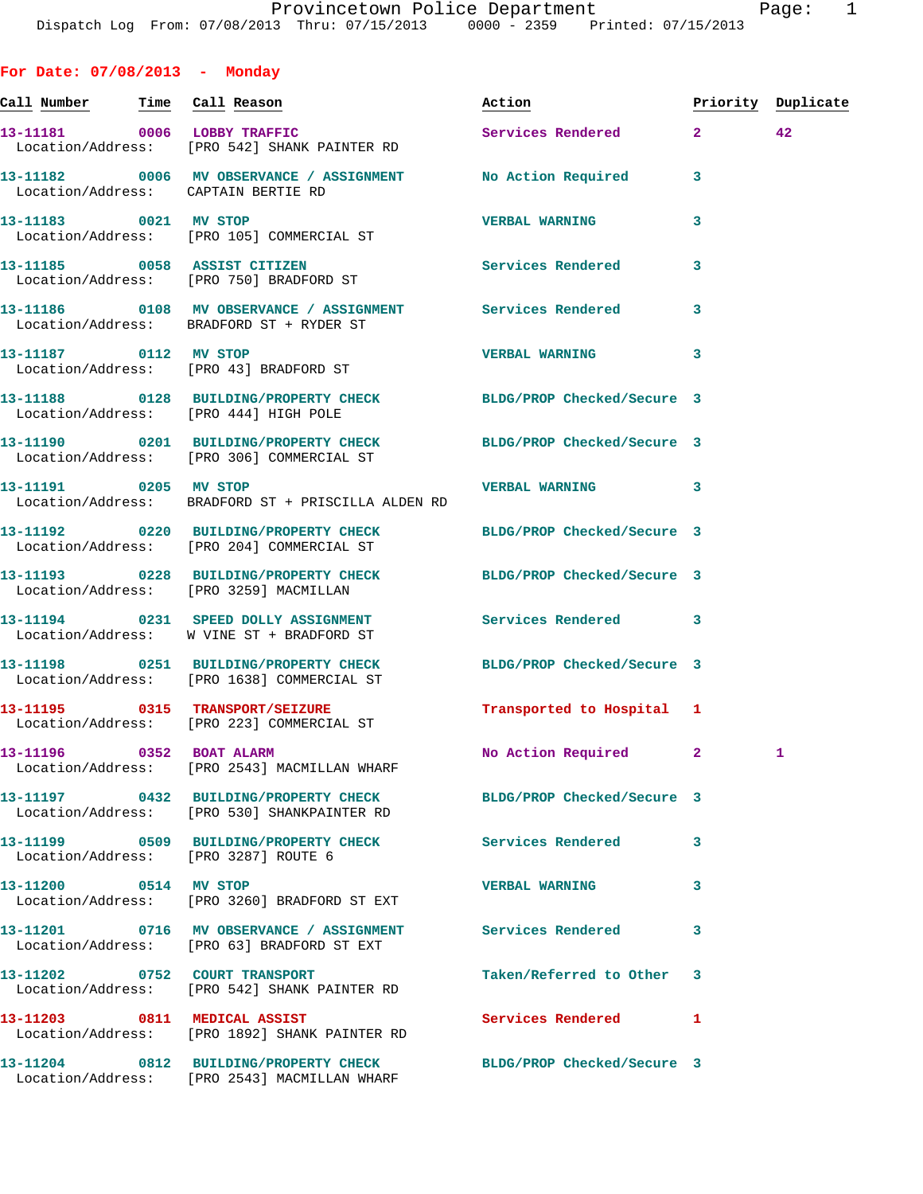Provincetown Police Department
Dispatch Log From: 07/08/2013 Thru: 07/15/2013 0000 - 2359 Printed: 07/15/2013

## For Date: 07/08/2013 - Monday

| Call Number | Time | Call Reason | Action | Priority | Duplicate |
|---|---|---|---|---|---|
| 13-11181 | 0006 | LOBBY TRAFFIC | Services Rendered | 2 | 42 |
| Location/Address: | | [PRO 542] SHANK PAINTER RD | | | |
| 13-11182 | 0006 | MV OBSERVANCE / ASSIGNMENT | No Action Required | 3 | |
| Location/Address: | | CAPTAIN BERTIE RD | | | |
| 13-11183 | 0021 | MV STOP | VERBAL WARNING | 3 | |
| Location/Address: | | [PRO 105] COMMERCIAL ST | | | |
| 13-11185 | 0058 | ASSIST CITIZEN | Services Rendered | 3 | |
| Location/Address: | | [PRO 750] BRADFORD ST | | | |
| 13-11186 | 0108 | MV OBSERVANCE / ASSIGNMENT | Services Rendered | 3 | |
| Location/Address: | | BRADFORD ST + RYDER ST | | | |
| 13-11187 | 0112 | MV STOP | VERBAL WARNING | 3 | |
| Location/Address: | | [PRO 43] BRADFORD ST | | | |
| 13-11188 | 0128 | BUILDING/PROPERTY CHECK | BLDG/PROP Checked/Secure | 3 | |
| Location/Address: | | [PRO 444] HIGH POLE | | | |
| 13-11190 | 0201 | BUILDING/PROPERTY CHECK | BLDG/PROP Checked/Secure | 3 | |
| Location/Address: | | [PRO 306] COMMERCIAL ST | | | |
| 13-11191 | 0205 | MV STOP | VERBAL WARNING | 3 | |
| Location/Address: | | BRADFORD ST + PRISCILLA ALDEN RD | | | |
| 13-11192 | 0220 | BUILDING/PROPERTY CHECK | BLDG/PROP Checked/Secure | 3 | |
| Location/Address: | | [PRO 204] COMMERCIAL ST | | | |
| 13-11193 | 0228 | BUILDING/PROPERTY CHECK | BLDG/PROP Checked/Secure | 3 | |
| Location/Address: | | [PRO 3259] MACMILLAN | | | |
| 13-11194 | 0231 | SPEED DOLLY ASSIGNMENT | Services Rendered | 3 | |
| Location/Address: | | W VINE ST + BRADFORD ST | | | |
| 13-11198 | 0251 | BUILDING/PROPERTY CHECK | BLDG/PROP Checked/Secure | 3 | |
| Location/Address: | | [PRO 1638] COMMERCIAL ST | | | |
| 13-11195 | 0315 | TRANSPORT/SEIZURE | Transported to Hospital | 1 | |
| Location/Address: | | [PRO 223] COMMERCIAL ST | | | |
| 13-11196 | 0352 | BOAT ALARM | No Action Required | 2 | 1 |
| Location/Address: | | [PRO 2543] MACMILLAN WHARF | | | |
| 13-11197 | 0432 | BUILDING/PROPERTY CHECK | BLDG/PROP Checked/Secure | 3 | |
| Location/Address: | | [PRO 530] SHANKPAINTER RD | | | |
| 13-11199 | 0509 | BUILDING/PROPERTY CHECK | Services Rendered | 3 | |
| Location/Address: | | [PRO 3287] ROUTE 6 | | | |
| 13-11200 | 0514 | MV STOP | VERBAL WARNING | 3 | |
| Location/Address: | | [PRO 3260] BRADFORD ST EXT | | | |
| 13-11201 | 0716 | MV OBSERVANCE / ASSIGNMENT | Services Rendered | 3 | |
| Location/Address: | | [PRO 63] BRADFORD ST EXT | | | |
| 13-11202 | 0752 | COURT TRANSPORT | Taken/Referred to Other | 3 | |
| Location/Address: | | [PRO 542] SHANK PAINTER RD | | | |
| 13-11203 | 0811 | MEDICAL ASSIST | Services Rendered | 1 | |
| Location/Address: | | [PRO 1892] SHANK PAINTER RD | | | |
| 13-11204 | 0812 | BUILDING/PROPERTY CHECK | BLDG/PROP Checked/Secure | 3 | |
| Location/Address: | | [PRO 2543] MACMILLAN WHARF | | | |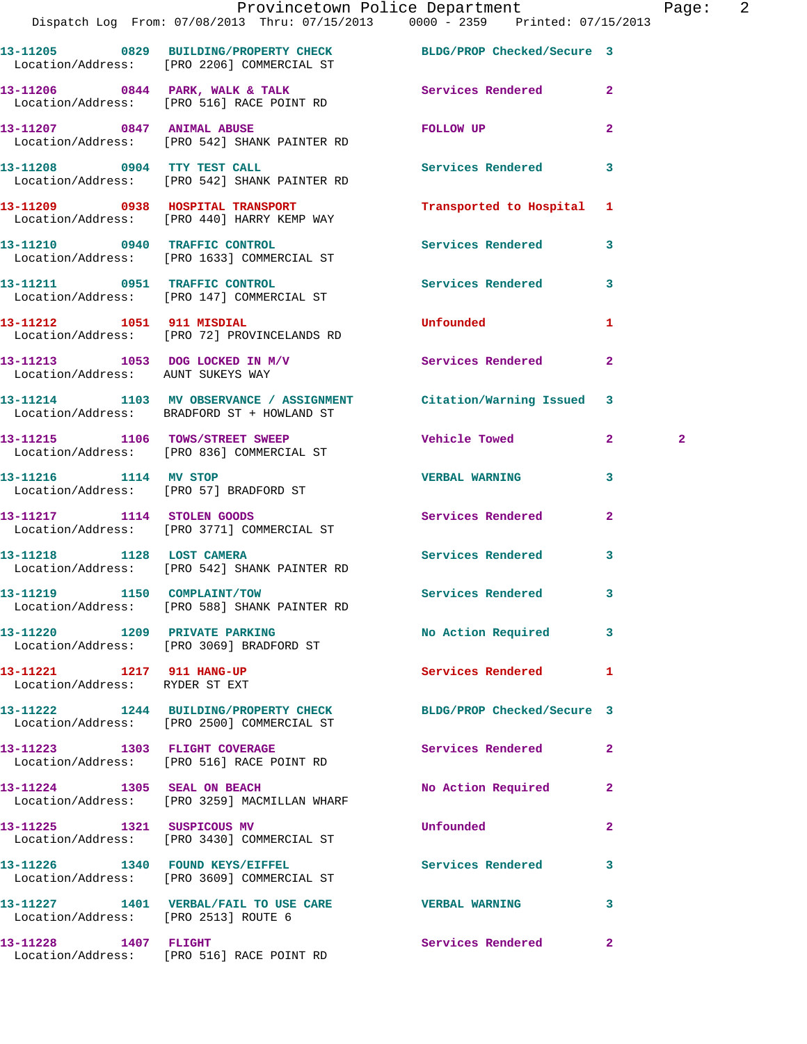13-11205 0829 BUILDING/PROPERTY CHECK BLDG/PROP Checked/Secure 3
Location/Address: [PRO 2206] COMMERCIAL ST

13-11206 0844 PARK, WALK & TALK Services Rendered 2
Location/Address: [PRO 516] RACE POINT RD

13-11207 0847 ANIMAL ABUSE FOLLOW UP 2
Location/Address: [PRO 542] SHANK PAINTER RD

13-11208 0904 TTY TEST CALL Services Rendered 3
Location/Address: [PRO 542] SHANK PAINTER RD

13-11209 0938 HOSPITAL TRANSPORT Transported to Hospital 1
Location/Address: [PRO 440] HARRY KEMP WAY

13-11210 0940 TRAFFIC CONTROL Services Rendered 3
Location/Address: [PRO 1633] COMMERCIAL ST

13-11211 0951 TRAFFIC CONTROL Services Rendered 3
Location/Address: [PRO 147] COMMERCIAL ST

13-11212 1051 911 MISDIAL Unfounded 1
Location/Address: [PRO 72] PROVINCELANDS RD

13-11213 1053 DOG LOCKED IN M/V Services Rendered 2
Location/Address: AUNT SUKEYS WAY

13-11214 1103 MV OBSERVANCE / ASSIGNMENT Citation/Warning Issued 3
Location/Address: BRADFORD ST + HOWLAND ST

13-11215 1106 TOWS/STREET SWEEP Vehicle Towed 2 2
Location/Address: [PRO 836] COMMERCIAL ST

13-11216 1114 MV STOP VERBAL WARNING 3
Location/Address: [PRO 57] BRADFORD ST

13-11217 1114 STOLEN GOODS Services Rendered 2
Location/Address: [PRO 3771] COMMERCIAL ST

13-11218 1128 LOST CAMERA Services Rendered 3
Location/Address: [PRO 542] SHANK PAINTER RD

13-11219 1150 COMPLAINT/TOW Services Rendered 3
Location/Address: [PRO 588] SHANK PAINTER RD

13-11220 1209 PRIVATE PARKING No Action Required 3
Location/Address: [PRO 3069] BRADFORD ST

13-11221 1217 911 HANG-UP Services Rendered 1
Location/Address: RYDER ST EXT

13-11222 1244 BUILDING/PROPERTY CHECK BLDG/PROP Checked/Secure 3
Location/Address: [PRO 2500] COMMERCIAL ST

13-11223 1303 FLIGHT COVERAGE Services Rendered 2
Location/Address: [PRO 516] RACE POINT RD

13-11224 1305 SEAL ON BEACH No Action Required 2
Location/Address: [PRO 3259] MACMILLAN WHARF

13-11225 1321 SUSPICOUS MV Unfounded 2
Location/Address: [PRO 3430] COMMERCIAL ST

13-11226 1340 FOUND KEYS/EIFFEL Services Rendered 3
Location/Address: [PRO 3609] COMMERCIAL ST

13-11227 1401 VERBAL/FAIL TO USE CARE VERBAL WARNING 3
Location/Address: [PRO 2513] ROUTE 6

13-11228 1407 FLIGHT Services Rendered 2
Location/Address: [PRO 516] RACE POINT RD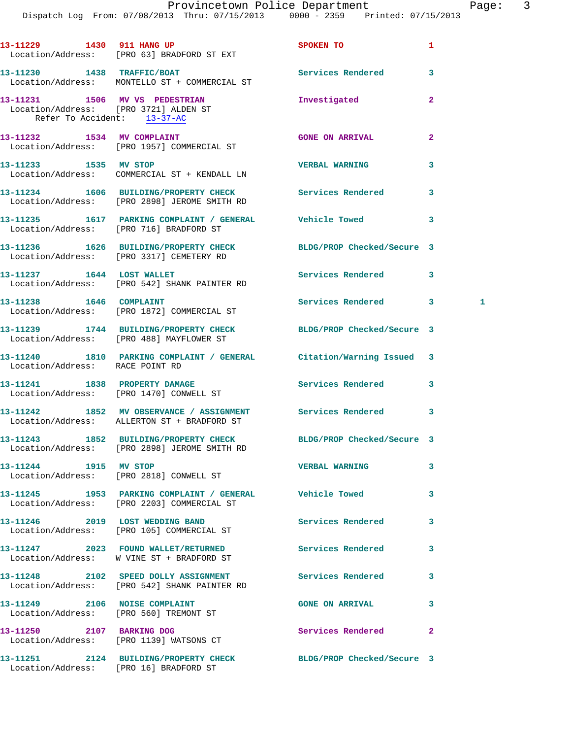13-11229 1430 911 HANG UP SPOKEN TO 1
Location/Address: [PRO 63] BRADFORD ST EXT

13-11230 1438 TRAFFIC/BOAT Services Rendered 3
Location/Address: MONTELLO ST + COMMERCIAL ST

13-11231 1506 MV VS PEDESTRIAN Investigated 2
Location/Address: [PRO 3721] ALDEN ST
Refer To Accident: 13-37-AC

13-11232 1534 MV COMPLAINT GONE ON ARRIVAL 2
Location/Address: [PRO 1957] COMMERCIAL ST

13-11233 1535 MV STOP VERBAL WARNING 3
Location/Address: COMMERCIAL ST + KENDALL LN

13-11234 1606 BUILDING/PROPERTY CHECK Services Rendered 3
Location/Address: [PRO 2898] JEROME SMITH RD

13-11235 1617 PARKING COMPLAINT / GENERAL Vehicle Towed 3
Location/Address: [PRO 716] BRADFORD ST

13-11236 1626 BUILDING/PROPERTY CHECK BLDG/PROP Checked/Secure 3
Location/Address: [PRO 3317] CEMETERY RD

13-11237 1644 LOST WALLET Services Rendered 3
Location/Address: [PRO 542] SHANK PAINTER RD

13-11238 1646 COMPLAINT Services Rendered 3 1
Location/Address: [PRO 1872] COMMERCIAL ST

13-11239 1744 BUILDING/PROPERTY CHECK BLDG/PROP Checked/Secure 3
Location/Address: [PRO 488] MAYFLOWER ST

13-11240 1810 PARKING COMPLAINT / GENERAL Citation/Warning Issued 3
Location/Address: RACE POINT RD

13-11241 1838 PROPERTY DAMAGE Services Rendered 3
Location/Address: [PRO 1470] CONWELL ST

13-11242 1852 MV OBSERVANCE / ASSIGNMENT Services Rendered 3
Location/Address: ALLERTON ST + BRADFORD ST

13-11243 1852 BUILDING/PROPERTY CHECK BLDG/PROP Checked/Secure 3
Location/Address: [PRO 2898] JEROME SMITH RD

13-11244 1915 MV STOP VERBAL WARNING 3
Location/Address: [PRO 2818] CONWELL ST

13-11245 1953 PARKING COMPLAINT / GENERAL Vehicle Towed 3
Location/Address: [PRO 2203] COMMERCIAL ST

13-11246 2019 LOST WEDDING BAND Services Rendered 3
Location/Address: [PRO 105] COMMERCIAL ST

13-11247 2023 FOUND WALLET/RETURNED Services Rendered 3
Location/Address: W VINE ST + BRADFORD ST

13-11248 2102 SPEED DOLLY ASSIGNMENT Services Rendered 3
Location/Address: [PRO 542] SHANK PAINTER RD

13-11249 2106 NOISE COMPLAINT GONE ON ARRIVAL 3
Location/Address: [PRO 560] TREMONT ST

13-11250 2107 BARKING DOG Services Rendered 2
Location/Address: [PRO 1139] WATSONS CT

13-11251 2124 BUILDING/PROPERTY CHECK BLDG/PROP Checked/Secure 3
Location/Address: [PRO 16] BRADFORD ST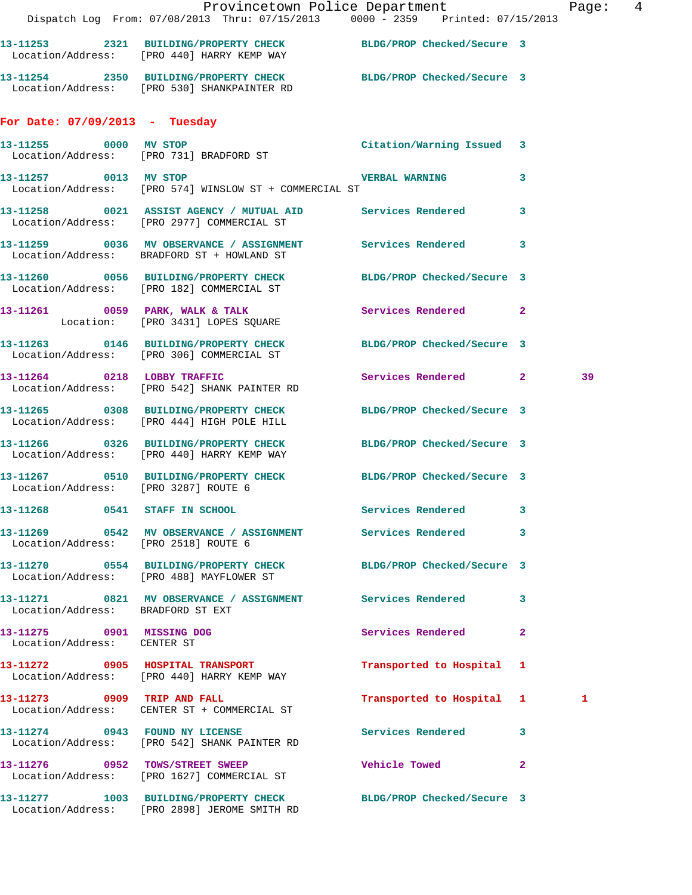13-11253 2321 BUILDING/PROPERTY CHECK BLDG/PROP Checked/Secure 3
Location/Address: [PRO 440] HARRY KEMP WAY

13-11254 2350 BUILDING/PROPERTY CHECK BLDG/PROP Checked/Secure 3
Location/Address: [PRO 530] SHANKPAINTER RD

## For Date: 07/09/2013 - Tuesday

13-11255 0000 MV STOP Citation/Warning Issued 3
Location/Address: [PRO 731] BRADFORD ST

13-11257 0013 MV STOP VERBAL WARNING 3
Location/Address: [PRO 574] WINSLOW ST + COMMERCIAL ST

13-11258 0021 ASSIST AGENCY / MUTUAL AID Services Rendered 3
Location/Address: [PRO 2977] COMMERCIAL ST

13-11259 0036 MV OBSERVANCE / ASSIGNMENT Services Rendered 3
Location/Address: BRADFORD ST + HOWLAND ST

13-11260 0056 BUILDING/PROPERTY CHECK BLDG/PROP Checked/Secure 3
Location/Address: [PRO 182] COMMERCIAL ST

13-11261 0059 PARK, WALK & TALK Services Rendered 2
Location: [PRO 3431] LOPES SQUARE

13-11263 0146 BUILDING/PROPERTY CHECK BLDG/PROP Checked/Secure 3
Location/Address: [PRO 306] COMMERCIAL ST

13-11264 0218 LOBBY TRAFFIC Services Rendered 2 39
Location/Address: [PRO 542] SHANK PAINTER RD

13-11265 0308 BUILDING/PROPERTY CHECK BLDG/PROP Checked/Secure 3
Location/Address: [PRO 444] HIGH POLE HILL

13-11266 0326 BUILDING/PROPERTY CHECK BLDG/PROP Checked/Secure 3
Location/Address: [PRO 440] HARRY KEMP WAY

13-11267 0510 BUILDING/PROPERTY CHECK BLDG/PROP Checked/Secure 3
Location/Address: [PRO 3287] ROUTE 6

13-11268 0541 STAFF IN SCHOOL Services Rendered 3

13-11269 0542 MV OBSERVANCE / ASSIGNMENT Services Rendered 3
Location/Address: [PRO 2518] ROUTE 6

13-11270 0554 BUILDING/PROPERTY CHECK BLDG/PROP Checked/Secure 3
Location/Address: [PRO 488] MAYFLOWER ST

13-11271 0821 MV OBSERVANCE / ASSIGNMENT Services Rendered 3
Location/Address: BRADFORD ST EXT

13-11275 0901 MISSING DOG Services Rendered 2
Location/Address: CENTER ST

13-11272 0905 HOSPITAL TRANSPORT Transported to Hospital 1
Location/Address: [PRO 440] HARRY KEMP WAY

13-11273 0909 TRIP AND FALL Transported to Hospital 1 1
Location/Address: CENTER ST + COMMERCIAL ST

13-11274 0943 FOUND NY LICENSE Services Rendered 3
Location/Address: [PRO 542] SHANK PAINTER RD

13-11276 0952 TOWS/STREET SWEEP Vehicle Towed 2
Location/Address: [PRO 1627] COMMERCIAL ST

13-11277 1003 BUILDING/PROPERTY CHECK BLDG/PROP Checked/Secure 3
Location/Address: [PRO 2898] JEROME SMITH RD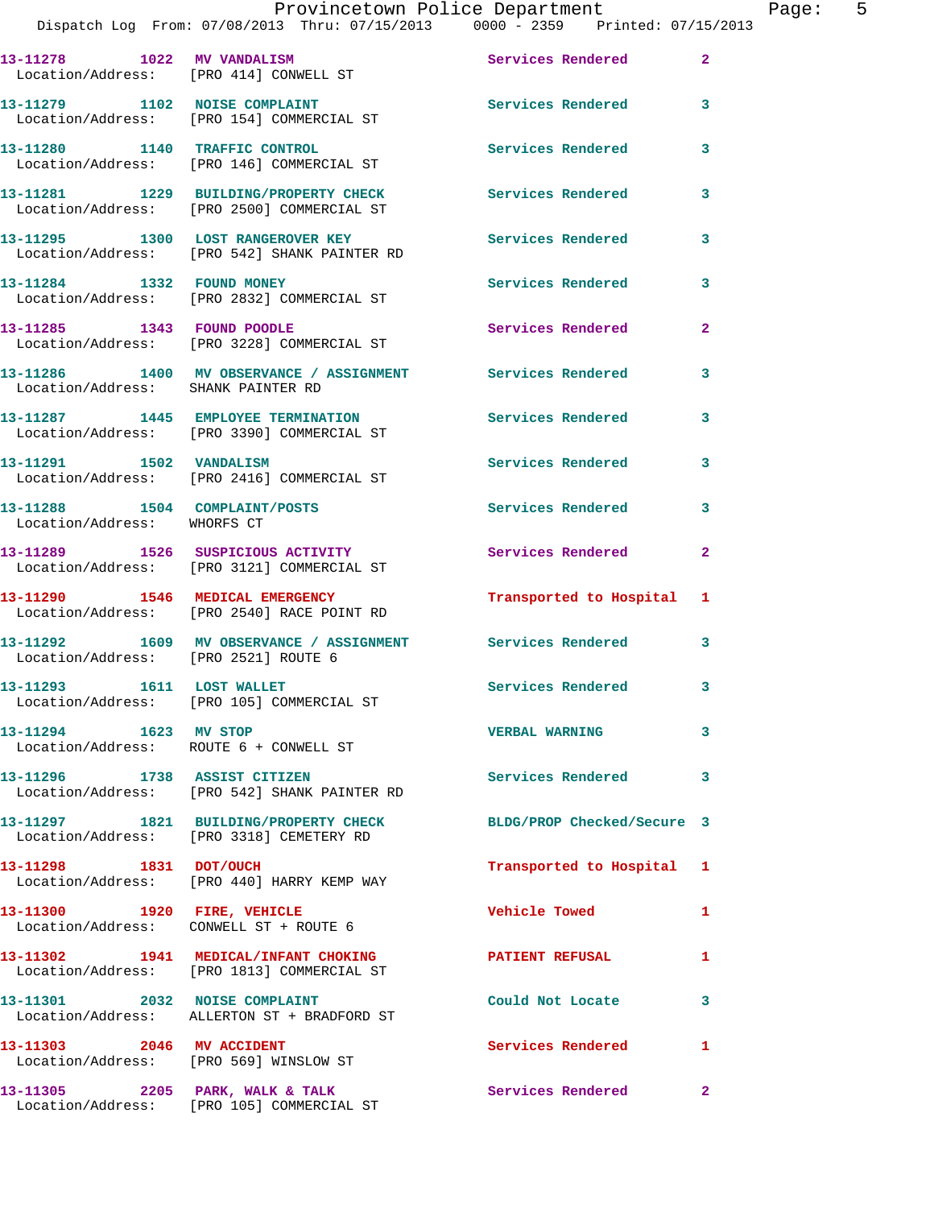13-11278 1022 MV VANDALISM Services Rendered 2
Location/Address: [PRO 414] CONWELL ST

13-11279 1102 NOISE COMPLAINT Services Rendered 3
Location/Address: [PRO 154] COMMERCIAL ST

13-11280 1140 TRAFFIC CONTROL Services Rendered 3
Location/Address: [PRO 146] COMMERCIAL ST

13-11281 1229 BUILDING/PROPERTY CHECK Services Rendered 3
Location/Address: [PRO 2500] COMMERCIAL ST

13-11295 1300 LOST RANGEROVER KEY Services Rendered 3
Location/Address: [PRO 542] SHANK PAINTER RD

13-11284 1332 FOUND MONEY Services Rendered 3
Location/Address: [PRO 2832] COMMERCIAL ST

13-11285 1343 FOUND POODLE Services Rendered 2
Location/Address: [PRO 3228] COMMERCIAL ST

13-11286 1400 MV OBSERVANCE / ASSIGNMENT Services Rendered 3
Location/Address: SHANK PAINTER RD

13-11287 1445 EMPLOYEE TERMINATION Services Rendered 3
Location/Address: [PRO 3390] COMMERCIAL ST

13-11291 1502 VANDALISM Services Rendered 3
Location/Address: [PRO 2416] COMMERCIAL ST

13-11288 1504 COMPLAINT/POSTS Services Rendered 3
Location/Address: WHORFS CT

13-11289 1526 SUSPICIOUS ACTIVITY Services Rendered 2
Location/Address: [PRO 3121] COMMERCIAL ST

13-11290 1546 MEDICAL EMERGENCY Transported to Hospital 1
Location/Address: [PRO 2540] RACE POINT RD

13-11292 1609 MV OBSERVANCE / ASSIGNMENT Services Rendered 3
Location/Address: [PRO 2521] ROUTE 6

13-11293 1611 LOST WALLET Services Rendered 3
Location/Address: [PRO 105] COMMERCIAL ST

13-11294 1623 MV STOP VERBAL WARNING 3
Location/Address: ROUTE 6 + CONWELL ST

13-11296 1738 ASSIST CITIZEN Services Rendered 3
Location/Address: [PRO 542] SHANK PAINTER RD

13-11297 1821 BUILDING/PROPERTY CHECK BLDG/PROP Checked/Secure 3
Location/Address: [PRO 3318] CEMETERY RD

13-11298 1831 DOT/OUCH Transported to Hospital 1
Location/Address: [PRO 440] HARRY KEMP WAY

13-11300 1920 FIRE, VEHICLE Vehicle Towed 1
Location/Address: CONWELL ST + ROUTE 6

13-11302 1941 MEDICAL/INFANT CHOKING PATIENT REFUSAL 1
Location/Address: [PRO 1813] COMMERCIAL ST

13-11301 2032 NOISE COMPLAINT Could Not Locate 3
Location/Address: ALLERTON ST + BRADFORD ST

13-11303 2046 MV ACCIDENT Services Rendered 1
Location/Address: [PRO 569] WINSLOW ST

13-11305 2205 PARK, WALK & TALK Services Rendered 2
Location/Address: [PRO 105] COMMERCIAL ST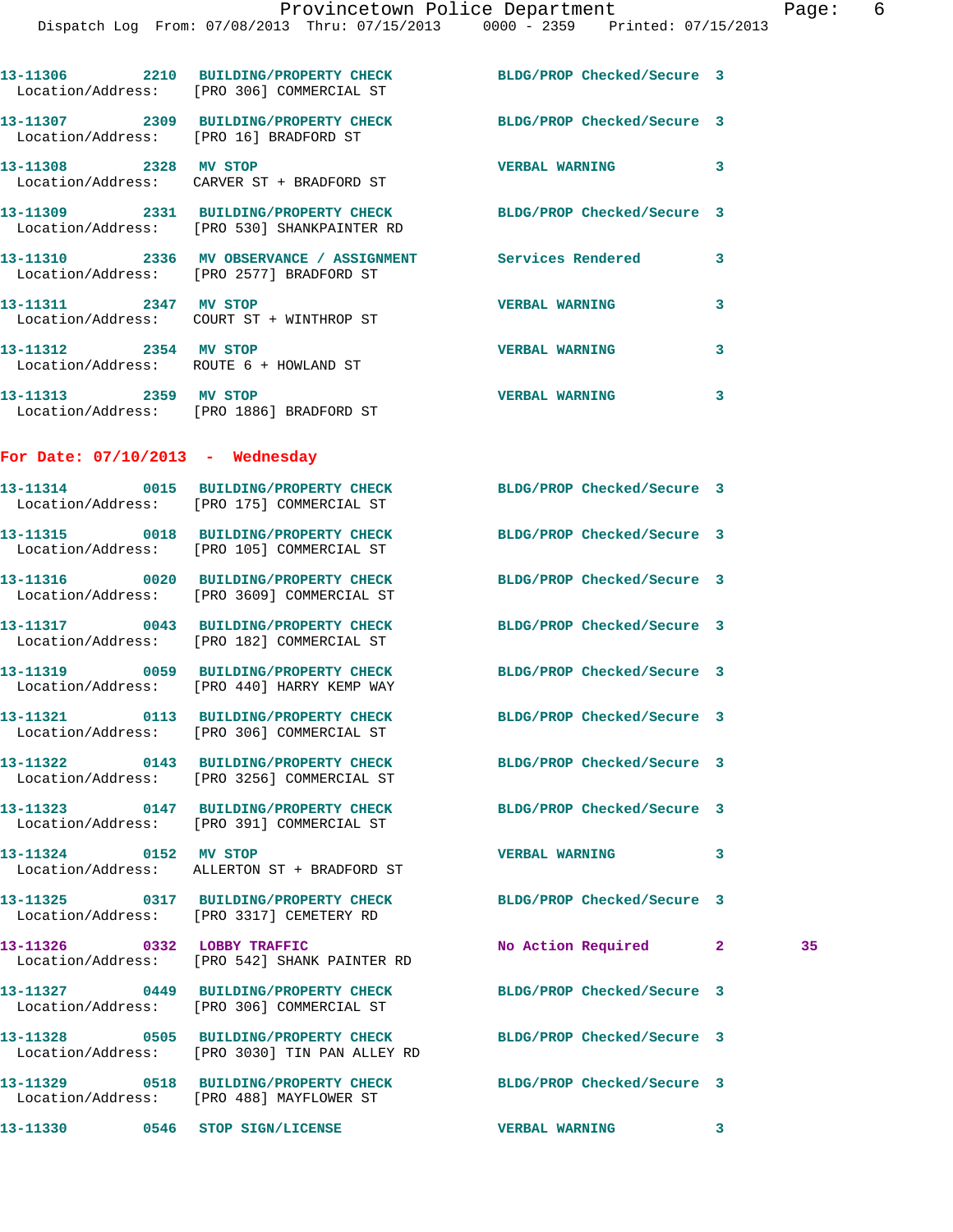13-11306 2210 BUILDING/PROPERTY CHECK BLDG/PROP Checked/Secure 3
Location/Address: [PRO 306] COMMERCIAL ST

13-11307 2309 BUILDING/PROPERTY CHECK BLDG/PROP Checked/Secure 3
Location/Address: [PRO 16] BRADFORD ST

13-11308 2328 MV STOP VERBAL WARNING 3
Location/Address: CARVER ST + BRADFORD ST

13-11309 2331 BUILDING/PROPERTY CHECK BLDG/PROP Checked/Secure 3
Location/Address: [PRO 530] SHANKPAINTER RD

13-11310 2336 MV OBSERVANCE / ASSIGNMENT Services Rendered 3
Location/Address: [PRO 2577] BRADFORD ST

13-11311 2347 MV STOP VERBAL WARNING 3
Location/Address: COURT ST + WINTHROP ST

13-11312 2354 MV STOP VERBAL WARNING 3
Location/Address: ROUTE 6 + HOWLAND ST

13-11313 2359 MV STOP VERBAL WARNING 3
Location/Address: [PRO 1886] BRADFORD ST

**For Date: 07/10/2013 - Wednesday**

13-11314 0015 BUILDING/PROPERTY CHECK BLDG/PROP Checked/Secure 3
Location/Address: [PRO 175] COMMERCIAL ST

13-11315 0018 BUILDING/PROPERTY CHECK BLDG/PROP Checked/Secure 3
Location/Address: [PRO 105] COMMERCIAL ST

13-11316 0020 BUILDING/PROPERTY CHECK BLDG/PROP Checked/Secure 3
Location/Address: [PRO 3609] COMMERCIAL ST

13-11317 0043 BUILDING/PROPERTY CHECK BLDG/PROP Checked/Secure 3
Location/Address: [PRO 182] COMMERCIAL ST

13-11319 0059 BUILDING/PROPERTY CHECK BLDG/PROP Checked/Secure 3
Location/Address: [PRO 440] HARRY KEMP WAY

13-11321 0113 BUILDING/PROPERTY CHECK BLDG/PROP Checked/Secure 3
Location/Address: [PRO 306] COMMERCIAL ST

13-11322 0143 BUILDING/PROPERTY CHECK BLDG/PROP Checked/Secure 3
Location/Address: [PRO 3256] COMMERCIAL ST

13-11323 0147 BUILDING/PROPERTY CHECK BLDG/PROP Checked/Secure 3
Location/Address: [PRO 391] COMMERCIAL ST

13-11324 0152 MV STOP VERBAL WARNING 3
Location/Address: ALLERTON ST + BRADFORD ST

13-11325 0317 BUILDING/PROPERTY CHECK BLDG/PROP Checked/Secure 3
Location/Address: [PRO 3317] CEMETERY RD

13-11326 0332 LOBBY TRAFFIC No Action Required 2 35
Location/Address: [PRO 542] SHANK PAINTER RD

13-11327 0449 BUILDING/PROPERTY CHECK BLDG/PROP Checked/Secure 3
Location/Address: [PRO 306] COMMERCIAL ST

13-11328 0505 BUILDING/PROPERTY CHECK BLDG/PROP Checked/Secure 3
Location/Address: [PRO 3030] TIN PAN ALLEY RD

13-11329 0518 BUILDING/PROPERTY CHECK BLDG/PROP Checked/Secure 3
Location/Address: [PRO 488] MAYFLOWER ST

13-11330 0546 STOP SIGN/LICENSE VERBAL WARNING 3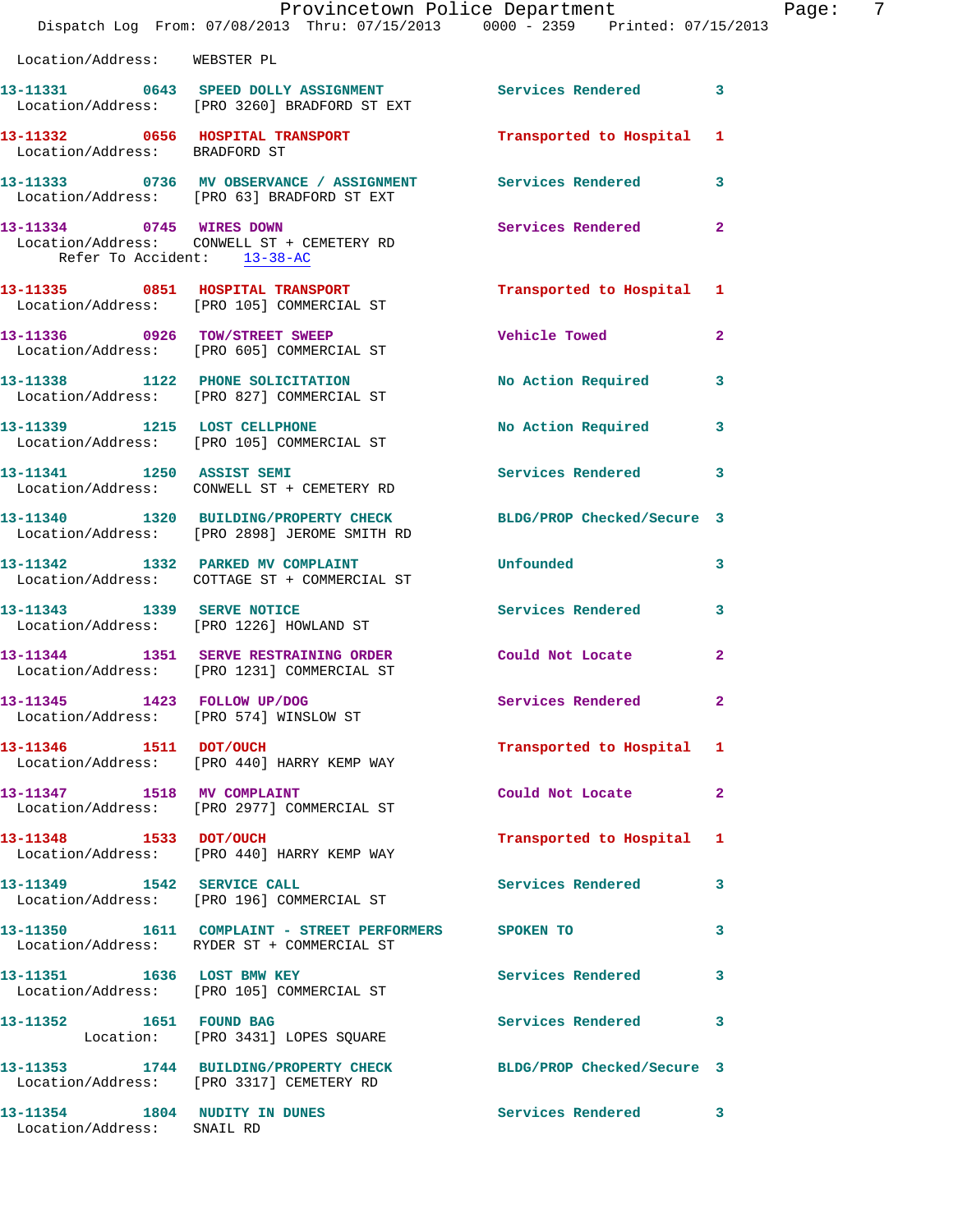Location/Address: WEBSTER PL

| Call # | Time | Call Type | Disposition | Priority |
|---|---|---|---|---|
| 13-11331 | 0643 | SPEED DOLLY ASSIGNMENT | Services Rendered | 3 |
| | | Location/Address: [PRO 3260] BRADFORD ST EXT | | |
| 13-11332 | 0656 | HOSPITAL TRANSPORT | Transported to Hospital | 1 |
| | | Location/Address: BRADFORD ST | | |
| 13-11333 | 0736 | MV OBSERVANCE / ASSIGNMENT | Services Rendered | 3 |
| | | Location/Address: [PRO 63] BRADFORD ST EXT | | |
| 13-11334 | 0745 | WIRES DOWN | Services Rendered | 2 |
| | | Location/Address: CONWELL ST + CEMETERY RD; Refer To Accident: 13-38-AC | | |
| 13-11335 | 0851 | HOSPITAL TRANSPORT | Transported to Hospital | 1 |
| | | Location/Address: [PRO 105] COMMERCIAL ST | | |
| 13-11336 | 0926 | TOW/STREET SWEEP | Vehicle Towed | 2 |
| | | Location/Address: [PRO 605] COMMERCIAL ST | | |
| 13-11338 | 1122 | PHONE SOLICITATION | No Action Required | 3 |
| | | Location/Address: [PRO 827] COMMERCIAL ST | | |
| 13-11339 | 1215 | LOST CELLPHONE | No Action Required | 3 |
| | | Location/Address: [PRO 105] COMMERCIAL ST | | |
| 13-11341 | 1250 | ASSIST SEMI | Services Rendered | 3 |
| | | Location/Address: CONWELL ST + CEMETERY RD | | |
| 13-11340 | 1320 | BUILDING/PROPERTY CHECK | BLDG/PROP Checked/Secure | 3 |
| | | Location/Address: [PRO 2898] JEROME SMITH RD | | |
| 13-11342 | 1332 | PARKED MV COMPLAINT | Unfounded | 3 |
| | | Location/Address: COTTAGE ST + COMMERCIAL ST | | |
| 13-11343 | 1339 | SERVE NOTICE | Services Rendered | 3 |
| | | Location/Address: [PRO 1226] HOWLAND ST | | |
| 13-11344 | 1351 | SERVE RESTRAINING ORDER | Could Not Locate | 2 |
| | | Location/Address: [PRO 1231] COMMERCIAL ST | | |
| 13-11345 | 1423 | FOLLOW UP/DOG | Services Rendered | 2 |
| | | Location/Address: [PRO 574] WINSLOW ST | | |
| 13-11346 | 1511 | DOT/OUCH | Transported to Hospital | 1 |
| | | Location/Address: [PRO 440] HARRY KEMP WAY | | |
| 13-11347 | 1518 | MV COMPLAINT | Could Not Locate | 2 |
| | | Location/Address: [PRO 2977] COMMERCIAL ST | | |
| 13-11348 | 1533 | DOT/OUCH | Transported to Hospital | 1 |
| | | Location/Address: [PRO 440] HARRY KEMP WAY | | |
| 13-11349 | 1542 | SERVICE CALL | Services Rendered | 3 |
| | | Location/Address: [PRO 196] COMMERCIAL ST | | |
| 13-11350 | 1611 | COMPLAINT - STREET PERFORMERS | SPOKEN TO | 3 |
| | | Location/Address: RYDER ST + COMMERCIAL ST | | |
| 13-11351 | 1636 | LOST BMW KEY | Services Rendered | 3 |
| | | Location/Address: [PRO 105] COMMERCIAL ST | | |
| 13-11352 | 1651 | FOUND BAG | Services Rendered | 3 |
| | | Location: [PRO 3431] LOPES SQUARE | | |
| 13-11353 | 1744 | BUILDING/PROPERTY CHECK | BLDG/PROP Checked/Secure | 3 |
| | | Location/Address: [PRO 3317] CEMETERY RD | | |
| 13-11354 | 1804 | NUDITY IN DUNES | Services Rendered | 3 |
| | | Location/Address: SNAIL RD | | |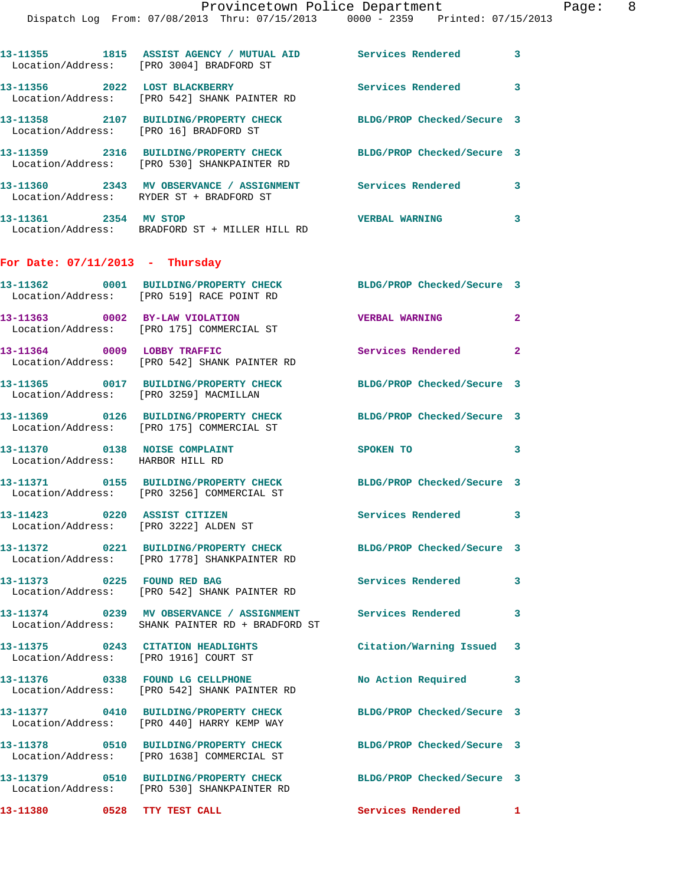13-11355 1815 ASSIST AGENCY / MUTUAL AID Services Rendered 3
Location/Address: [PRO 3004] BRADFORD ST

13-11356 2022 LOST BLACKBERRY Services Rendered 3
Location/Address: [PRO 542] SHANK PAINTER RD

13-11358 2107 BUILDING/PROPERTY CHECK BLDG/PROP Checked/Secure 3
Location/Address: [PRO 16] BRADFORD ST

13-11359 2316 BUILDING/PROPERTY CHECK BLDG/PROP Checked/Secure 3
Location/Address: [PRO 530] SHANKPAINTER RD

13-11360 2343 MV OBSERVANCE / ASSIGNMENT Services Rendered 3
Location/Address: RYDER ST + BRADFORD ST

13-11361 2354 MV STOP VERBAL WARNING 3
Location/Address: BRADFORD ST + MILLER HILL RD

**For Date: 07/11/2013 - Thursday**

13-11362 0001 BUILDING/PROPERTY CHECK BLDG/PROP Checked/Secure 3
Location/Address: [PRO 519] RACE POINT RD

13-11363 0002 BY-LAW VIOLATION VERBAL WARNING 2
Location/Address: [PRO 175] COMMERCIAL ST

13-11364 0009 LOBBY TRAFFIC Services Rendered 2
Location/Address: [PRO 542] SHANK PAINTER RD

13-11365 0017 BUILDING/PROPERTY CHECK BLDG/PROP Checked/Secure 3
Location/Address: [PRO 3259] MACMILLAN

13-11369 0126 BUILDING/PROPERTY CHECK BLDG/PROP Checked/Secure 3
Location/Address: [PRO 175] COMMERCIAL ST

13-11370 0138 NOISE COMPLAINT SPOKEN TO 3
Location/Address: HARBOR HILL RD

13-11371 0155 BUILDING/PROPERTY CHECK BLDG/PROP Checked/Secure 3
Location/Address: [PRO 3256] COMMERCIAL ST

13-11423 0220 ASSIST CITIZEN Services Rendered 3
Location/Address: [PRO 3222] ALDEN ST

13-11372 0221 BUILDING/PROPERTY CHECK BLDG/PROP Checked/Secure 3
Location/Address: [PRO 1778] SHANKPAINTER RD

13-11373 0225 FOUND RED BAG Services Rendered 3
Location/Address: [PRO 542] SHANK PAINTER RD

13-11374 0239 MV OBSERVANCE / ASSIGNMENT Services Rendered 3
Location/Address: SHANK PAINTER RD + BRADFORD ST

13-11375 0243 CITATION HEADLIGHTS Citation/Warning Issued 3
Location/Address: [PRO 1916] COURT ST

13-11376 0338 FOUND LG CELLPHONE No Action Required 3
Location/Address: [PRO 542] SHANK PAINTER RD

13-11377 0410 BUILDING/PROPERTY CHECK BLDG/PROP Checked/Secure 3
Location/Address: [PRO 440] HARRY KEMP WAY

13-11378 0510 BUILDING/PROPERTY CHECK BLDG/PROP Checked/Secure 3
Location/Address: [PRO 1638] COMMERCIAL ST

13-11379 0510 BUILDING/PROPERTY CHECK BLDG/PROP Checked/Secure 3
Location/Address: [PRO 530] SHANKPAINTER RD

13-11380 0528 TTY TEST CALL Services Rendered 1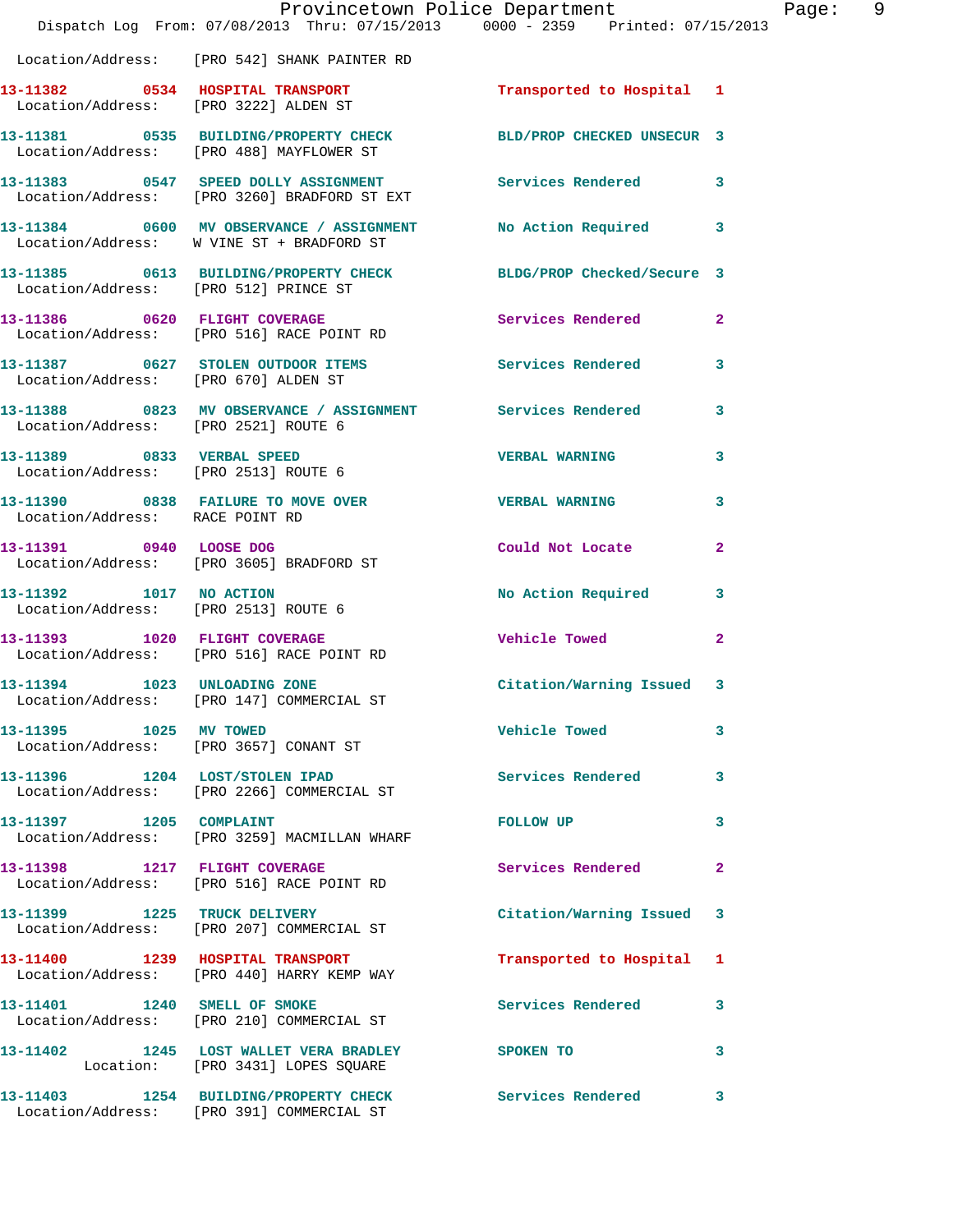Location/Address: [PRO 542] SHANK PAINTER RD

13-11382 0534 HOSPITAL TRANSPORT Transported to Hospital 1
Location/Address: [PRO 3222] ALDEN ST

13-11381 0535 BUILDING/PROPERTY CHECK BLD/PROP CHECKED UNSECUR 3
Location/Address: [PRO 488] MAYFLOWER ST

13-11383 0547 SPEED DOLLY ASSIGNMENT Services Rendered 3
Location/Address: [PRO 3260] BRADFORD ST EXT

13-11384 0600 MV OBSERVANCE / ASSIGNMENT No Action Required 3
Location/Address: W VINE ST + BRADFORD ST

13-11385 0613 BUILDING/PROPERTY CHECK BLDG/PROP Checked/Secure 3
Location/Address: [PRO 512] PRINCE ST

13-11386 0620 FLIGHT COVERAGE Services Rendered 2
Location/Address: [PRO 516] RACE POINT RD

13-11387 0627 STOLEN OUTDOOR ITEMS Services Rendered 3
Location/Address: [PRO 670] ALDEN ST

13-11388 0823 MV OBSERVANCE / ASSIGNMENT Services Rendered 3
Location/Address: [PRO 2521] ROUTE 6

13-11389 0833 VERBAL SPEED VERBAL WARNING 3
Location/Address: [PRO 2513] ROUTE 6

13-11390 0838 FAILURE TO MOVE OVER VERBAL WARNING 3
Location/Address: RACE POINT RD

13-11391 0940 LOOSE DOG Could Not Locate 2
Location/Address: [PRO 3605] BRADFORD ST

13-11392 1017 NO ACTION No Action Required 3
Location/Address: [PRO 2513] ROUTE 6

13-11393 1020 FLIGHT COVERAGE Vehicle Towed 2
Location/Address: [PRO 516] RACE POINT RD

13-11394 1023 UNLOADING ZONE Citation/Warning Issued 3
Location/Address: [PRO 147] COMMERCIAL ST

13-11395 1025 MV TOWED Vehicle Towed 3
Location/Address: [PRO 3657] CONANT ST

13-11396 1204 LOST/STOLEN IPAD Services Rendered 3
Location/Address: [PRO 2266] COMMERCIAL ST

13-11397 1205 COMPLAINT FOLLOW UP 3
Location/Address: [PRO 3259] MACMILLAN WHARF

13-11398 1217 FLIGHT COVERAGE Services Rendered 2
Location/Address: [PRO 516] RACE POINT RD

13-11399 1225 TRUCK DELIVERY Citation/Warning Issued 3
Location/Address: [PRO 207] COMMERCIAL ST

13-11400 1239 HOSPITAL TRANSPORT Transported to Hospital 1
Location/Address: [PRO 440] HARRY KEMP WAY

13-11401 1240 SMELL OF SMOKE Services Rendered 3
Location/Address: [PRO 210] COMMERCIAL ST

13-11402 1245 LOST WALLET VERA BRADLEY SPOKEN TO 3
Location: [PRO 3431] LOPES SQUARE

13-11403 1254 BUILDING/PROPERTY CHECK Services Rendered 3
Location/Address: [PRO 391] COMMERCIAL ST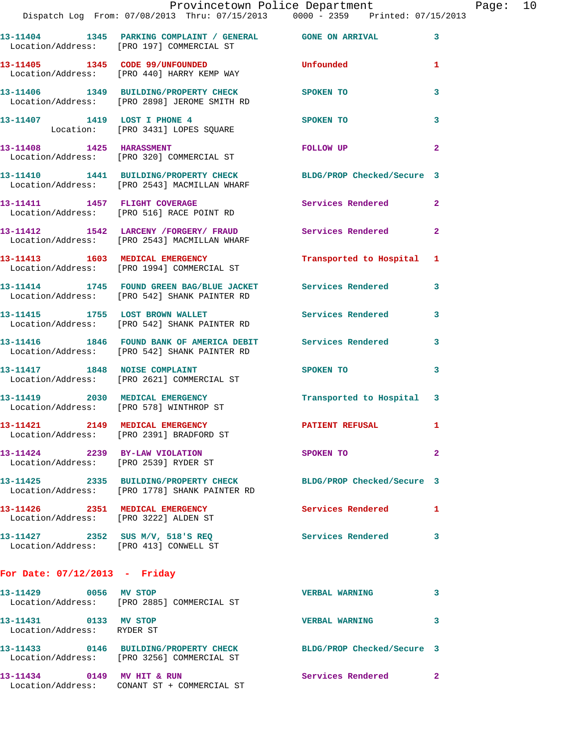13-11404 1345 PARKING COMPLAINT / GENERAL GONE ON ARRIVAL 3
Location/Address: [PRO 197] COMMERCIAL ST

13-11405 1345 CODE 99/UNFOUNDED Unfounded 1
Location/Address: [PRO 440] HARRY KEMP WAY

13-11406 1349 BUILDING/PROPERTY CHECK SPOKEN TO 3
Location/Address: [PRO 2898] JEROME SMITH RD

13-11407 1419 LOST I PHONE 4 SPOKEN TO 3
Location: [PRO 3431] LOPES SQUARE

13-11408 1425 HARASSMENT FOLLOW UP 2
Location/Address: [PRO 320] COMMERCIAL ST

13-11410 1441 BUILDING/PROPERTY CHECK BLDG/PROP Checked/Secure 3
Location/Address: [PRO 2543] MACMILLAN WHARF

13-11411 1457 FLIGHT COVERAGE Services Rendered 2
Location/Address: [PRO 516] RACE POINT RD

13-11412 1542 LARCENY /FORGERY/ FRAUD Services Rendered 2
Location/Address: [PRO 2543] MACMILLAN WHARF

13-11413 1603 MEDICAL EMERGENCY Transported to Hospital 1
Location/Address: [PRO 1994] COMMERCIAL ST

13-11414 1745 FOUND GREEN BAG/BLUE JACKET Services Rendered 3
Location/Address: [PRO 542] SHANK PAINTER RD

13-11415 1755 LOST BROWN WALLET Services Rendered 3
Location/Address: [PRO 542] SHANK PAINTER RD

13-11416 1846 FOUND BANK OF AMERICA DEBIT Services Rendered 3
Location/Address: [PRO 542] SHANK PAINTER RD

13-11417 1848 NOISE COMPLAINT SPOKEN TO 3
Location/Address: [PRO 2621] COMMERCIAL ST

13-11419 2030 MEDICAL EMERGENCY Transported to Hospital 3
Location/Address: [PRO 578] WINTHROP ST

13-11421 2149 MEDICAL EMERGENCY PATIENT REFUSAL 1
Location/Address: [PRO 2391] BRADFORD ST

13-11424 2239 BY-LAW VIOLATION SPOKEN TO 2
Location/Address: [PRO 2539] RYDER ST

13-11425 2335 BUILDING/PROPERTY CHECK BLDG/PROP Checked/Secure 3
Location/Address: [PRO 1778] SHANK PAINTER RD

13-11426 2351 MEDICAL EMERGENCY Services Rendered 1
Location/Address: [PRO 3222] ALDEN ST

13-11427 2352 SUS M/V, 518'S REQ Services Rendered 3
Location/Address: [PRO 413] CONWELL ST

## For Date: 07/12/2013 - Friday

13-11429 0056 MV STOP VERBAL WARNING 3
Location/Address: [PRO 2885] COMMERCIAL ST

13-11431 0133 MV STOP VERBAL WARNING 3
Location/Address: RYDER ST

13-11433 0146 BUILDING/PROPERTY CHECK BLDG/PROP Checked/Secure 3
Location/Address: [PRO 3256] COMMERCIAL ST

13-11434 0149 MV HIT & RUN Services Rendered 2
Location/Address: CONANT ST + COMMERCIAL ST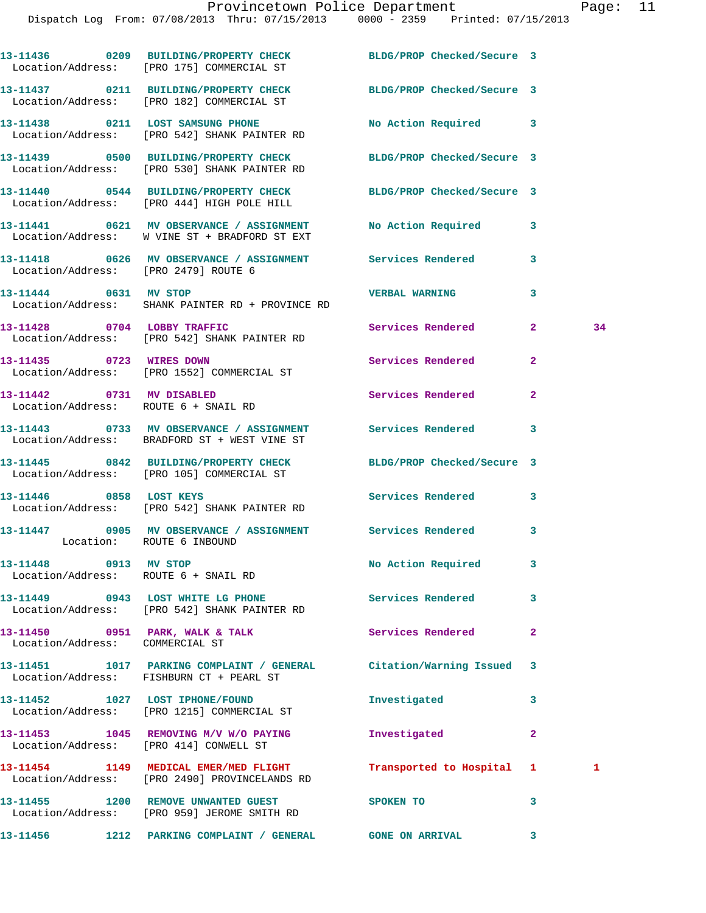13-11436 0209 BUILDING/PROPERTY CHECK BLDG/PROP Checked/Secure 3
Location/Address: [PRO 175] COMMERCIAL ST

13-11437 0211 BUILDING/PROPERTY CHECK BLDG/PROP Checked/Secure 3
Location/Address: [PRO 182] COMMERCIAL ST

13-11438 0211 LOST SAMSUNG PHONE No Action Required 3
Location/Address: [PRO 542] SHANK PAINTER RD

13-11439 0500 BUILDING/PROPERTY CHECK BLDG/PROP Checked/Secure 3
Location/Address: [PRO 530] SHANK PAINTER RD

13-11440 0544 BUILDING/PROPERTY CHECK BLDG/PROP Checked/Secure 3
Location/Address: [PRO 444] HIGH POLE HILL

13-11441 0621 MV OBSERVANCE / ASSIGNMENT No Action Required 3
Location/Address: W VINE ST + BRADFORD ST EXT

13-11418 0626 MV OBSERVANCE / ASSIGNMENT Services Rendered 3
Location/Address: [PRO 2479] ROUTE 6

13-11444 0631 MV STOP VERBAL WARNING 3
Location/Address: SHANK PAINTER RD + PROVINCE RD

13-11428 0704 LOBBY TRAFFIC Services Rendered 2 34
Location/Address: [PRO 542] SHANK PAINTER RD

13-11435 0723 WIRES DOWN Services Rendered 2
Location/Address: [PRO 1552] COMMERCIAL ST

13-11442 0731 MV DISABLED Services Rendered 2
Location/Address: ROUTE 6 + SNAIL RD

13-11443 0733 MV OBSERVANCE / ASSIGNMENT Services Rendered 3
Location/Address: BRADFORD ST + WEST VINE ST

13-11445 0842 BUILDING/PROPERTY CHECK BLDG/PROP Checked/Secure 3
Location/Address: [PRO 105] COMMERCIAL ST

13-11446 0858 LOST KEYS Services Rendered 3
Location/Address: [PRO 542] SHANK PAINTER RD

13-11447 0905 MV OBSERVANCE / ASSIGNMENT Services Rendered 3
Location: ROUTE 6 INBOUND

13-11448 0913 MV STOP No Action Required 3
Location/Address: ROUTE 6 + SNAIL RD

13-11449 0943 LOST WHITE LG PHONE Services Rendered 3
Location/Address: [PRO 542] SHANK PAINTER RD

13-11450 0951 PARK, WALK & TALK Services Rendered 2
Location/Address: COMMERCIAL ST

13-11451 1017 PARKING COMPLAINT / GENERAL Citation/Warning Issued 3
Location/Address: FISHBURN CT + PEARL ST

13-11452 1027 LOST IPHONE/FOUND Investigated 3
Location/Address: [PRO 1215] COMMERCIAL ST

13-11453 1045 REMOVING M/V W/O PAYING Investigated 2
Location/Address: [PRO 414] CONWELL ST

13-11454 1149 MEDICAL EMER/MED FLIGHT Transported to Hospital 1 1
Location/Address: [PRO 2490] PROVINCELANDS RD

13-11455 1200 REMOVE UNWANTED GUEST SPOKEN TO 3
Location/Address: [PRO 959] JEROME SMITH RD

13-11456 1212 PARKING COMPLAINT / GENERAL GONE ON ARRIVAL 3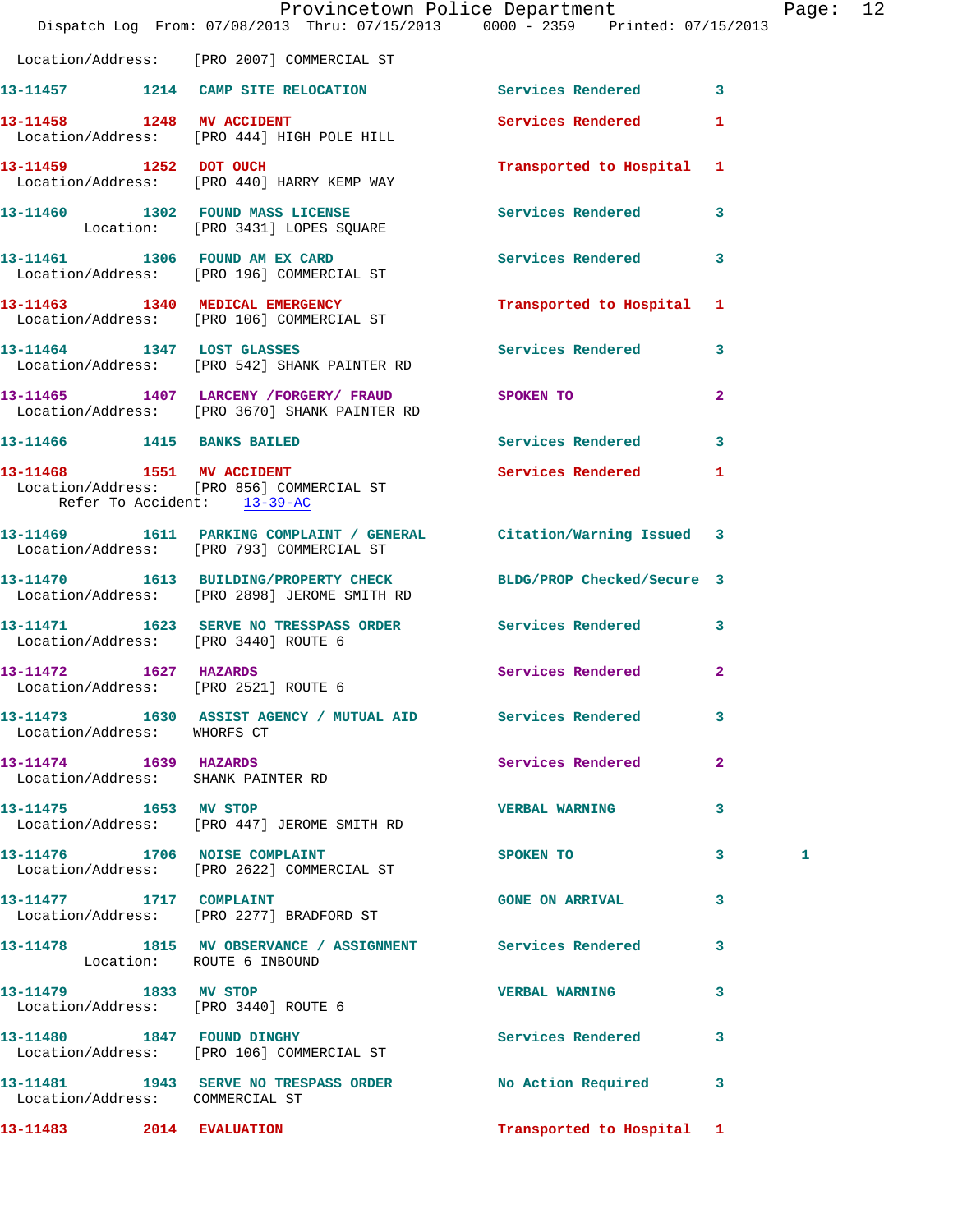Location/Address: [PRO 2007] COMMERCIAL ST

13-11457 1214 CAMP SITE RELOCATION Services Rendered 3

13-11458 1248 MV ACCIDENT Services Rendered 1
Location/Address: [PRO 444] HIGH POLE HILL

13-11459 1252 DOT OUCH Transported to Hospital 1
Location/Address: [PRO 440] HARRY KEMP WAY

13-11460 1302 FOUND MASS LICENSE Services Rendered 3
Location: [PRO 3431] LOPES SQUARE

13-11461 1306 FOUND AM EX CARD Services Rendered 3
Location/Address: [PRO 196] COMMERCIAL ST

13-11463 1340 MEDICAL EMERGENCY Transported to Hospital 1
Location/Address: [PRO 106] COMMERCIAL ST

13-11464 1347 LOST GLASSES Services Rendered 3
Location/Address: [PRO 542] SHANK PAINTER RD

13-11465 1407 LARCENY /FORGERY/ FRAUD SPOKEN TO 2
Location/Address: [PRO 3670] SHANK PAINTER RD

13-11466 1415 BANKS BAILED Services Rendered 3

13-11468 1551 MV ACCIDENT Services Rendered 1
Location/Address: [PRO 856] COMMERCIAL ST
Refer To Accident: 13-39-AC

13-11469 1611 PARKING COMPLAINT / GENERAL Citation/Warning Issued 3
Location/Address: [PRO 793] COMMERCIAL ST

13-11470 1613 BUILDING/PROPERTY CHECK BLDG/PROP Checked/Secure 3
Location/Address: [PRO 2898] JEROME SMITH RD

13-11471 1623 SERVE NO TRESSPASS ORDER Services Rendered 3
Location/Address: [PRO 3440] ROUTE 6

13-11472 1627 HAZARDS Services Rendered 2
Location/Address: [PRO 2521] ROUTE 6

13-11473 1630 ASSIST AGENCY / MUTUAL AID Services Rendered 3
Location/Address: WHORFS CT

13-11474 1639 HAZARDS Services Rendered 2
Location/Address: SHANK PAINTER RD

13-11475 1653 MV STOP VERBAL WARNING 3
Location/Address: [PRO 447] JEROME SMITH RD

13-11476 1706 NOISE COMPLAINT SPOKEN TO 3 1
Location/Address: [PRO 2622] COMMERCIAL ST

13-11477 1717 COMPLAINT GONE ON ARRIVAL 3
Location/Address: [PRO 2277] BRADFORD ST

13-11478 1815 MV OBSERVANCE / ASSIGNMENT Services Rendered 3
Location: ROUTE 6 INBOUND

13-11479 1833 MV STOP VERBAL WARNING 3
Location/Address: [PRO 3440] ROUTE 6

13-11480 1847 FOUND DINGHY Services Rendered 3
Location/Address: [PRO 106] COMMERCIAL ST

13-11481 1943 SERVE NO TRESPASS ORDER No Action Required 3
Location/Address: COMMERCIAL ST

13-11483 2014 EVALUATION Transported to Hospital 1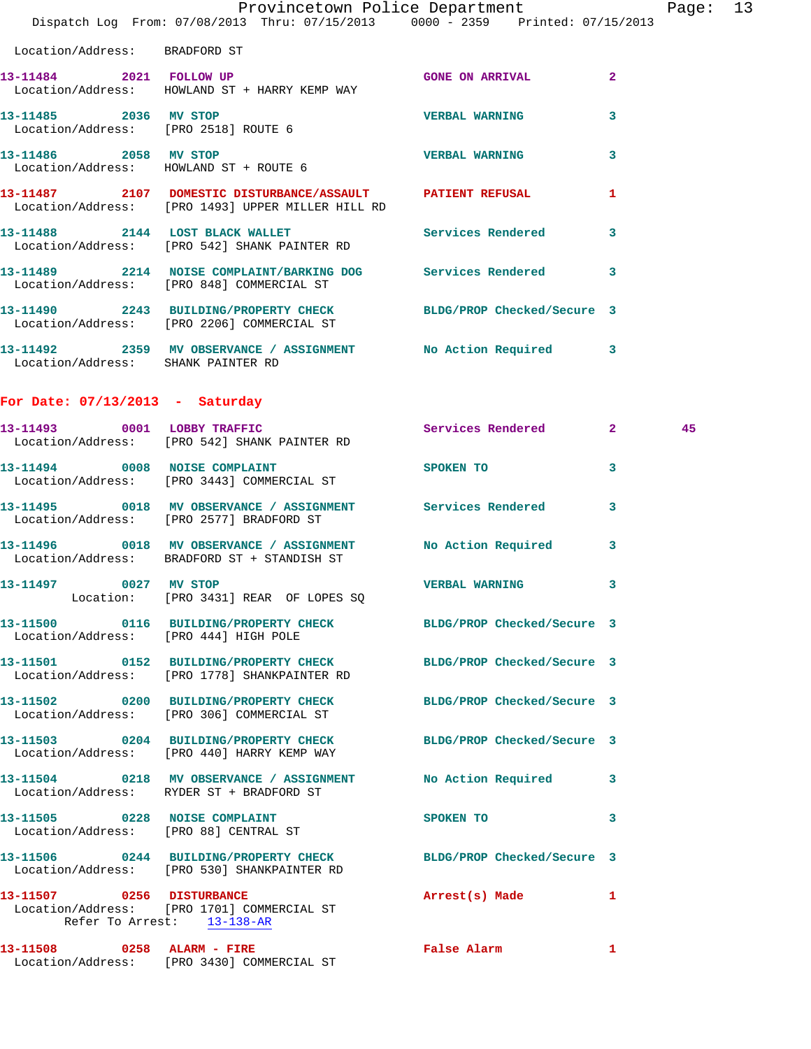Location/Address: BRADFORD ST

13-11484 2021 FOLLOW UP GONE ON ARRIVAL 2
 Location/Address: HOWLAND ST + HARRY KEMP WAY

13-11485 2036 MV STOP VERBAL WARNING 3
 Location/Address: [PRO 2518] ROUTE 6

13-11486 2058 MV STOP VERBAL WARNING 3
 Location/Address: HOWLAND ST + ROUTE 6

13-11487 2107 DOMESTIC DISTURBANCE/ASSAULT PATIENT REFUSAL 1
 Location/Address: [PRO 1493] UPPER MILLER HILL RD

13-11488 2144 LOST BLACK WALLET Services Rendered 3
 Location/Address: [PRO 542] SHANK PAINTER RD

13-11489 2214 NOISE COMPLAINT/BARKING DOG Services Rendered 3
 Location/Address: [PRO 848] COMMERCIAL ST

13-11490 2243 BUILDING/PROPERTY CHECK BLDG/PROP Checked/Secure 3
 Location/Address: [PRO 2206] COMMERCIAL ST

13-11492 2359 MV OBSERVANCE / ASSIGNMENT No Action Required 3
 Location/Address: SHANK PAINTER RD

## For Date: 07/13/2013 - Saturday

13-11493 0001 LOBBY TRAFFIC Services Rendered 2 45
 Location/Address: [PRO 542] SHANK PAINTER RD

13-11494 0008 NOISE COMPLAINT SPOKEN TO 3
 Location/Address: [PRO 3443] COMMERCIAL ST

13-11495 0018 MV OBSERVANCE / ASSIGNMENT Services Rendered 3
 Location/Address: [PRO 2577] BRADFORD ST

13-11496 0018 MV OBSERVANCE / ASSIGNMENT No Action Required 3
 Location/Address: BRADFORD ST + STANDISH ST

13-11497 0027 MV STOP VERBAL WARNING 3
 Location: [PRO 3431] REAR OF LOPES SQ

13-11500 0116 BUILDING/PROPERTY CHECK BLDG/PROP Checked/Secure 3
 Location/Address: [PRO 444] HIGH POLE

13-11501 0152 BUILDING/PROPERTY CHECK BLDG/PROP Checked/Secure 3
 Location/Address: [PRO 1778] SHANKPAINTER RD

13-11502 0200 BUILDING/PROPERTY CHECK BLDG/PROP Checked/Secure 3
 Location/Address: [PRO 306] COMMERCIAL ST

13-11503 0204 BUILDING/PROPERTY CHECK BLDG/PROP Checked/Secure 3
 Location/Address: [PRO 440] HARRY KEMP WAY

13-11504 0218 MV OBSERVANCE / ASSIGNMENT No Action Required 3
 Location/Address: RYDER ST + BRADFORD ST

13-11505 0228 NOISE COMPLAINT SPOKEN TO 3
 Location/Address: [PRO 88] CENTRAL ST

13-11506 0244 BUILDING/PROPERTY CHECK BLDG/PROP Checked/Secure 3
 Location/Address: [PRO 530] SHANKPAINTER RD

13-11507 0256 DISTURBANCE Arrest(s) Made 1
 Location/Address: [PRO 1701] COMMERCIAL ST
 Refer To Arrest: 13-138-AR

13-11508 0258 ALARM - FIRE False Alarm 1
 Location/Address: [PRO 3430] COMMERCIAL ST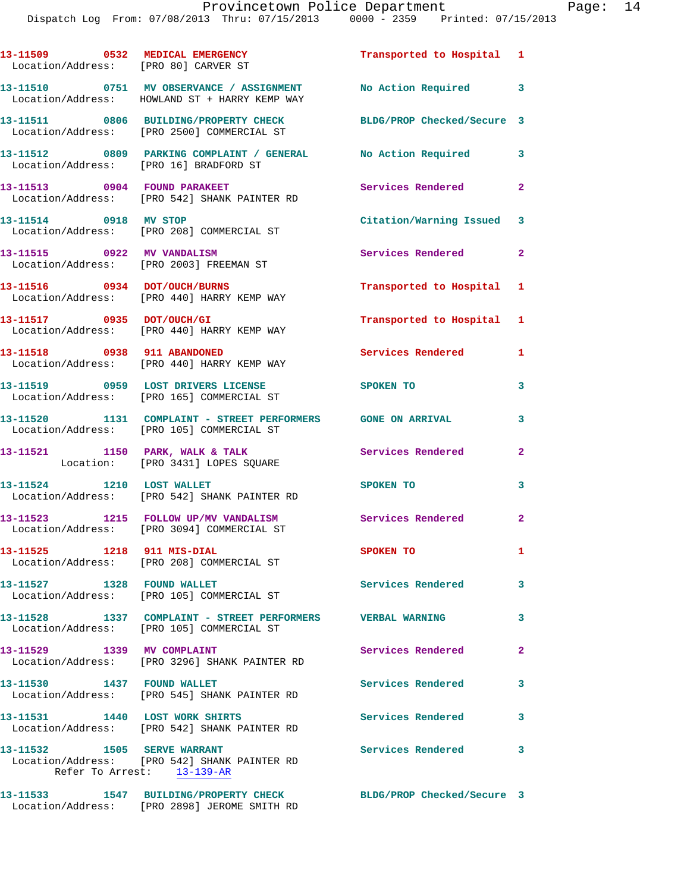13-11509 0532 MEDICAL EMERGENCY Transported to Hospital 1
Location/Address: [PRO 80] CARVER ST

13-11510 0751 MV OBSERVANCE / ASSIGNMENT No Action Required 3
Location/Address: HOWLAND ST + HARRY KEMP WAY

13-11511 0806 BUILDING/PROPERTY CHECK BLDG/PROP Checked/Secure 3
Location/Address: [PRO 2500] COMMERCIAL ST

13-11512 0809 PARKING COMPLAINT / GENERAL No Action Required 3
Location/Address: [PRO 16] BRADFORD ST

13-11513 0904 FOUND PARAKEET Services Rendered 2
Location/Address: [PRO 542] SHANK PAINTER RD

13-11514 0918 MV STOP Citation/Warning Issued 3
Location/Address: [PRO 208] COMMERCIAL ST

13-11515 0922 MV VANDALISM Services Rendered 2
Location/Address: [PRO 2003] FREEMAN ST

13-11516 0934 DOT/OUCH/BURNS Transported to Hospital 1
Location/Address: [PRO 440] HARRY KEMP WAY

13-11517 0935 DOT/OUCH/GI Transported to Hospital 1
Location/Address: [PRO 440] HARRY KEMP WAY

13-11518 0938 911 ABANDONED Services Rendered 1
Location/Address: [PRO 440] HARRY KEMP WAY

13-11519 0959 LOST DRIVERS LICENSE SPOKEN TO 3
Location/Address: [PRO 165] COMMERCIAL ST

13-11520 1131 COMPLAINT - STREET PERFORMERS GONE ON ARRIVAL 3
Location/Address: [PRO 105] COMMERCIAL ST

13-11521 1150 PARK, WALK & TALK Services Rendered 2
Location: [PRO 3431] LOPES SQUARE

13-11524 1210 LOST WALLET SPOKEN TO 3
Location/Address: [PRO 542] SHANK PAINTER RD

13-11523 1215 FOLLOW UP/MV VANDALISM Services Rendered 2
Location/Address: [PRO 3094] COMMERCIAL ST

13-11525 1218 911 MIS-DIAL SPOKEN TO 1
Location/Address: [PRO 208] COMMERCIAL ST

13-11527 1328 FOUND WALLET Services Rendered 3
Location/Address: [PRO 105] COMMERCIAL ST

13-11528 1337 COMPLAINT - STREET PERFORMERS VERBAL WARNING 3
Location/Address: [PRO 105] COMMERCIAL ST

13-11529 1339 MV COMPLAINT Services Rendered 2
Location/Address: [PRO 3296] SHANK PAINTER RD

13-11530 1437 FOUND WALLET Services Rendered 3
Location/Address: [PRO 545] SHANK PAINTER RD

13-11531 1440 LOST WORK SHIRTS Services Rendered 3
Location/Address: [PRO 542] SHANK PAINTER RD

13-11532 1505 SERVE WARRANT Services Rendered 3
Location/Address: [PRO 542] SHANK PAINTER RD
Refer To Arrest: 13-139-AR

13-11533 1547 BUILDING/PROPERTY CHECK BLDG/PROP Checked/Secure 3
Location/Address: [PRO 2898] JEROME SMITH RD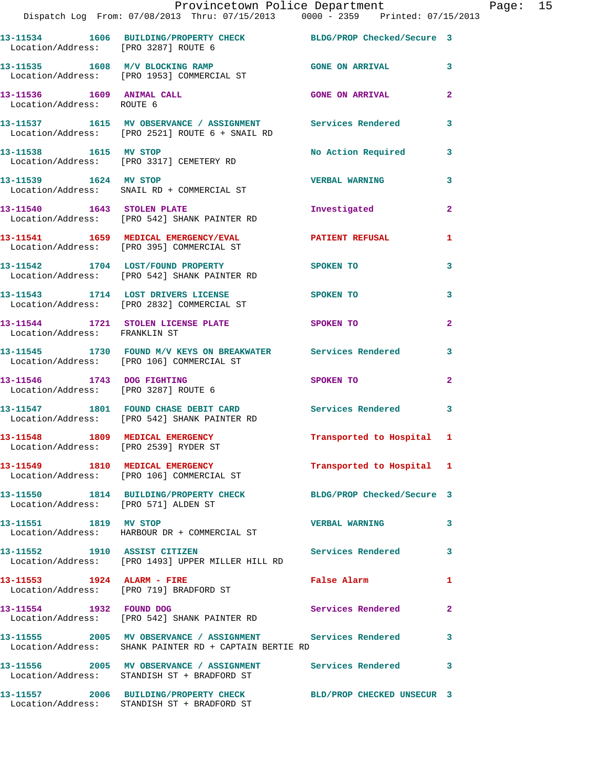13-11534 1606 BUILDING/PROPERTY CHECK BLDG/PROP Checked/Secure 3
Location/Address: [PRO 3287] ROUTE 6

13-11535 1608 M/V BLOCKING RAMP GONE ON ARRIVAL 3
Location/Address: [PRO 1953] COMMERCIAL ST

13-11536 1609 ANIMAL CALL GONE ON ARRIVAL 2
Location/Address: ROUTE 6

13-11537 1615 MV OBSERVANCE / ASSIGNMENT Services Rendered 3
Location/Address: [PRO 2521] ROUTE 6 + SNAIL RD

13-11538 1615 MV STOP No Action Required 3
Location/Address: [PRO 3317] CEMETERY RD

13-11539 1624 MV STOP VERBAL WARNING 3
Location/Address: SNAIL RD + COMMERCIAL ST

13-11540 1643 STOLEN PLATE Investigated 2
Location/Address: [PRO 542] SHANK PAINTER RD

13-11541 1659 MEDICAL EMERGENCY/EVAL PATIENT REFUSAL 1
Location/Address: [PRO 395] COMMERCIAL ST

13-11542 1704 LOST/FOUND PROPERTY SPOKEN TO 3
Location/Address: [PRO 542] SHANK PAINTER RD

13-11543 1714 LOST DRIVERS LICENSE SPOKEN TO 3
Location/Address: [PRO 2832] COMMERCIAL ST

13-11544 1721 STOLEN LICENSE PLATE SPOKEN TO 2
Location/Address: FRANKLIN ST

13-11545 1730 FOUND M/V KEYS ON BREAKWATER Services Rendered 3
Location/Address: [PRO 106] COMMERCIAL ST

13-11546 1743 DOG FIGHTING SPOKEN TO 2
Location/Address: [PRO 3287] ROUTE 6

13-11547 1801 FOUND CHASE DEBIT CARD Services Rendered 3
Location/Address: [PRO 542] SHANK PAINTER RD

13-11548 1809 MEDICAL EMERGENCY Transported to Hospital 1
Location/Address: [PRO 2539] RYDER ST

13-11549 1810 MEDICAL EMERGENCY Transported to Hospital 1
Location/Address: [PRO 106] COMMERCIAL ST

13-11550 1814 BUILDING/PROPERTY CHECK BLDG/PROP Checked/Secure 3
Location/Address: [PRO 571] ALDEN ST

13-11551 1819 MV STOP VERBAL WARNING 3
Location/Address: HARBOUR DR + COMMERCIAL ST

13-11552 1910 ASSIST CITIZEN Services Rendered 3
Location/Address: [PRO 1493] UPPER MILLER HILL RD

13-11553 1924 ALARM - FIRE False Alarm 1
Location/Address: [PRO 719] BRADFORD ST

13-11554 1932 FOUND DOG Services Rendered 2
Location/Address: [PRO 542] SHANK PAINTER RD

13-11555 2005 MV OBSERVANCE / ASSIGNMENT Services Rendered 3
Location/Address: SHANK PAINTER RD + CAPTAIN BERTIE RD

13-11556 2005 MV OBSERVANCE / ASSIGNMENT Services Rendered 3
Location/Address: STANDISH ST + BRADFORD ST

13-11557 2006 BUILDING/PROPERTY CHECK BLD/PROP CHECKED UNSECUR 3
Location/Address: STANDISH ST + BRADFORD ST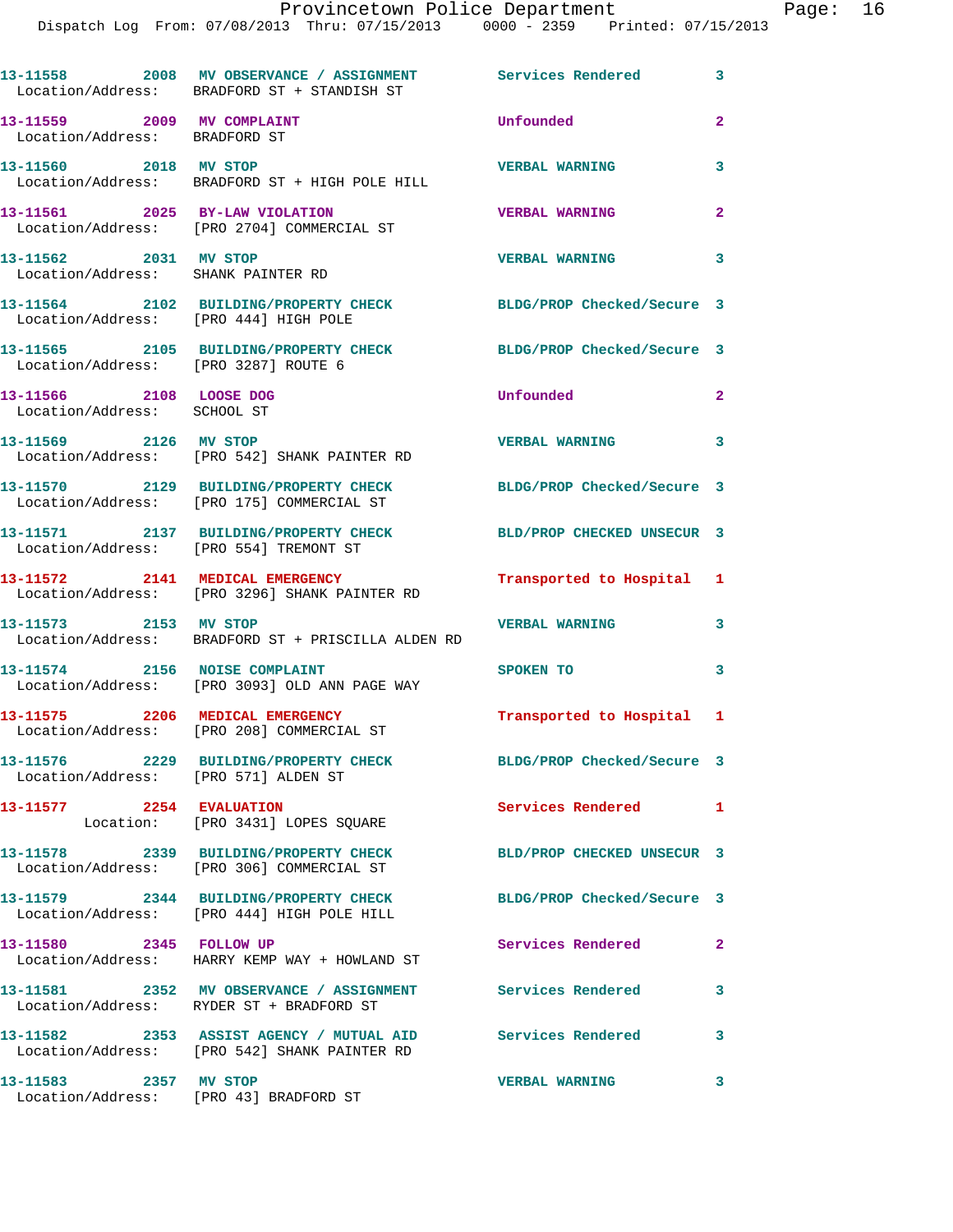| Call Number | Time | Call Reason | Action | Priority |
|---|---|---|---|---|
| 13-11558 | 2008 | MV OBSERVANCE / ASSIGNMENT | Services Rendered | 3 |
| Location/Address: | | BRADFORD ST + STANDISH ST | | |
| 13-11559 | 2009 | MV COMPLAINT | Unfounded | 2 |
| Location/Address: | | BRADFORD ST | | |
| 13-11560 | 2018 | MV STOP | VERBAL WARNING | 3 |
| Location/Address: | | BRADFORD ST + HIGH POLE HILL | | |
| 13-11561 | 2025 | BY-LAW VIOLATION | VERBAL WARNING | 2 |
| Location/Address: | | [PRO 2704] COMMERCIAL ST | | |
| 13-11562 | 2031 | MV STOP | VERBAL WARNING | 3 |
| Location/Address: | | SHANK PAINTER RD | | |
| 13-11564 | 2102 | BUILDING/PROPERTY CHECK | BLDG/PROP Checked/Secure | 3 |
| Location/Address: | | [PRO 444] HIGH POLE | | |
| 13-11565 | 2105 | BUILDING/PROPERTY CHECK | BLDG/PROP Checked/Secure | 3 |
| Location/Address: | | [PRO 3287] ROUTE 6 | | |
| 13-11566 | 2108 | LOOSE DOG | Unfounded | 2 |
| Location/Address: | | SCHOOL ST | | |
| 13-11569 | 2126 | MV STOP | VERBAL WARNING | 3 |
| Location/Address: | | [PRO 542] SHANK PAINTER RD | | |
| 13-11570 | 2129 | BUILDING/PROPERTY CHECK | BLDG/PROP Checked/Secure | 3 |
| Location/Address: | | [PRO 175] COMMERCIAL ST | | |
| 13-11571 | 2137 | BUILDING/PROPERTY CHECK | BLD/PROP CHECKED UNSECUR | 3 |
| Location/Address: | | [PRO 554] TREMONT ST | | |
| 13-11572 | 2141 | MEDICAL EMERGENCY | Transported to Hospital | 1 |
| Location/Address: | | [PRO 3296] SHANK PAINTER RD | | |
| 13-11573 | 2153 | MV STOP | VERBAL WARNING | 3 |
| Location/Address: | | BRADFORD ST + PRISCILLA ALDEN RD | | |
| 13-11574 | 2156 | NOISE COMPLAINT | SPOKEN TO | 3 |
| Location/Address: | | [PRO 3093] OLD ANN PAGE WAY | | |
| 13-11575 | 2206 | MEDICAL EMERGENCY | Transported to Hospital | 1 |
| Location/Address: | | [PRO 208] COMMERCIAL ST | | |
| 13-11576 | 2229 | BUILDING/PROPERTY CHECK | BLDG/PROP Checked/Secure | 3 |
| Location/Address: | | [PRO 571] ALDEN ST | | |
| 13-11577 | 2254 | EVALUATION | Services Rendered | 1 |
| Location: | | [PRO 3431] LOPES SQUARE | | |
| 13-11578 | 2339 | BUILDING/PROPERTY CHECK | BLD/PROP CHECKED UNSECUR | 3 |
| Location/Address: | | [PRO 306] COMMERCIAL ST | | |
| 13-11579 | 2344 | BUILDING/PROPERTY CHECK | BLDG/PROP Checked/Secure | 3 |
| Location/Address: | | [PRO 444] HIGH POLE HILL | | |
| 13-11580 | 2345 | FOLLOW UP | Services Rendered | 2 |
| Location/Address: | | HARRY KEMP WAY + HOWLAND ST | | |
| 13-11581 | 2352 | MV OBSERVANCE / ASSIGNMENT | Services Rendered | 3 |
| Location/Address: | | RYDER ST + BRADFORD ST | | |
| 13-11582 | 2353 | ASSIST AGENCY / MUTUAL AID | Services Rendered | 3 |
| Location/Address: | | [PRO 542] SHANK PAINTER RD | | |
| 13-11583 | 2357 | MV STOP | VERBAL WARNING | 3 |
| Location/Address: | | [PRO 43] BRADFORD ST | | |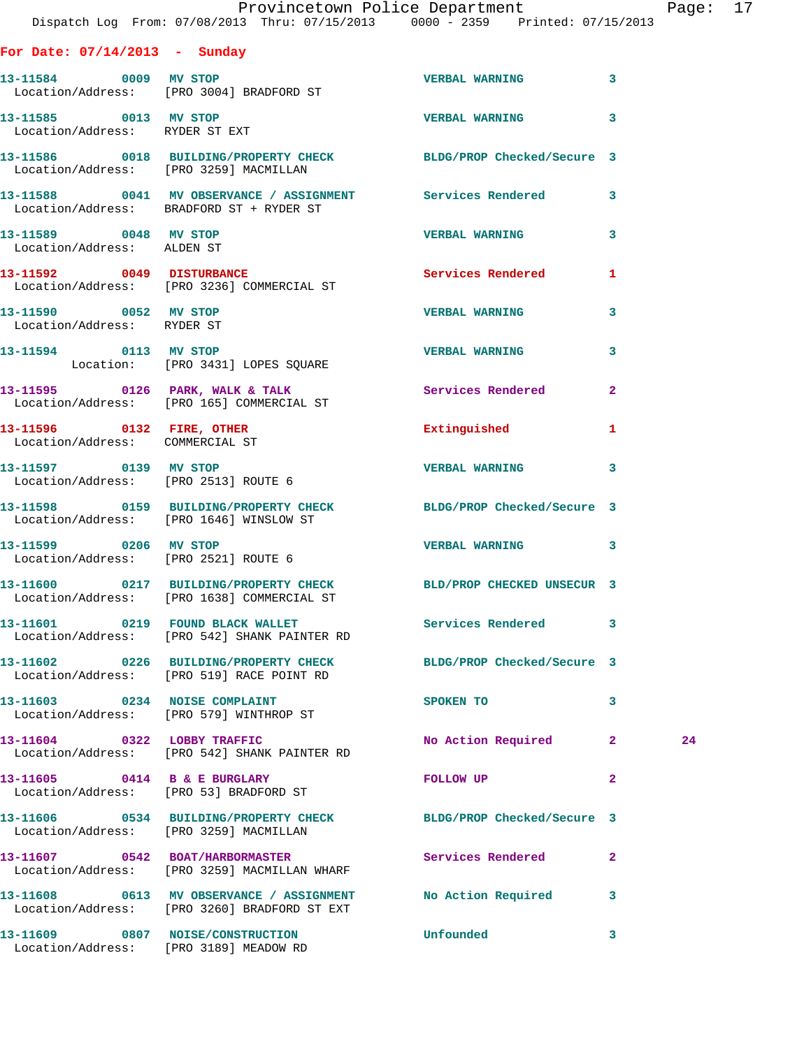**For Date: 07/14/2013 - Sunday**

| Call # | Time | Call Reason | Action | Priority | |
|---|---|---|---|---|---|
| 13-11584 | 0009 | MV STOP | VERBAL WARNING | 3 | |
| Location/Address: [PRO 3004] BRADFORD ST | | | | | |
| 13-11585 | 0013 | MV STOP | VERBAL WARNING | 3 | |
| Location/Address: RYDER ST EXT | | | | | |
| 13-11586 | 0018 | BUILDING/PROPERTY CHECK | BLDG/PROP Checked/Secure | 3 | |
| Location/Address: [PRO 3259] MACMILLAN | | | | | |
| 13-11588 | 0041 | MV OBSERVANCE / ASSIGNMENT | Services Rendered | 3 | |
| Location/Address: BRADFORD ST + RYDER ST | | | | | |
| 13-11589 | 0048 | MV STOP | VERBAL WARNING | 3 | |
| Location/Address: ALDEN ST | | | | | |
| 13-11592 | 0049 | DISTURBANCE | Services Rendered | 1 | |
| Location/Address: [PRO 3236] COMMERCIAL ST | | | | | |
| 13-11590 | 0052 | MV STOP | VERBAL WARNING | 3 | |
| Location/Address: RYDER ST | | | | | |
| 13-11594 | 0113 | MV STOP | VERBAL WARNING | 3 | |
| Location: [PRO 3431] LOPES SQUARE | | | | | |
| 13-11595 | 0126 | PARK, WALK & TALK | Services Rendered | 2 | |
| Location/Address: [PRO 165] COMMERCIAL ST | | | | | |
| 13-11596 | 0132 | FIRE, OTHER | Extinguished | 1 | |
| Location/Address: COMMERCIAL ST | | | | | |
| 13-11597 | 0139 | MV STOP | VERBAL WARNING | 3 | |
| Location/Address: [PRO 2513] ROUTE 6 | | | | | |
| 13-11598 | 0159 | BUILDING/PROPERTY CHECK | BLDG/PROP Checked/Secure | 3 | |
| Location/Address: [PRO 1646] WINSLOW ST | | | | | |
| 13-11599 | 0206 | MV STOP | VERBAL WARNING | 3 | |
| Location/Address: [PRO 2521] ROUTE 6 | | | | | |
| 13-11600 | 0217 | BUILDING/PROPERTY CHECK | BLD/PROP CHECKED UNSECUR | 3 | |
| Location/Address: [PRO 1638] COMMERCIAL ST | | | | | |
| 13-11601 | 0219 | FOUND BLACK WALLET | Services Rendered | 3 | |
| Location/Address: [PRO 542] SHANK PAINTER RD | | | | | |
| 13-11602 | 0226 | BUILDING/PROPERTY CHECK | BLDG/PROP Checked/Secure | 3 | |
| Location/Address: [PRO 519] RACE POINT RD | | | | | |
| 13-11603 | 0234 | NOISE COMPLAINT | SPOKEN TO | 3 | |
| Location/Address: [PRO 579] WINTHROP ST | | | | | |
| 13-11604 | 0322 | LOBBY TRAFFIC | No Action Required | 2 | 24 |
| Location/Address: [PRO 542] SHANK PAINTER RD | | | | | |
| 13-11605 | 0414 | B & E BURGLARY | FOLLOW UP | 2 | |
| Location/Address: [PRO 53] BRADFORD ST | | | | | |
| 13-11606 | 0534 | BUILDING/PROPERTY CHECK | BLDG/PROP Checked/Secure | 3 | |
| Location/Address: [PRO 3259] MACMILLAN | | | | | |
| 13-11607 | 0542 | BOAT/HARBORMASTER | Services Rendered | 2 | |
| Location/Address: [PRO 3259] MACMILLAN WHARF | | | | | |
| 13-11608 | 0613 | MV OBSERVANCE / ASSIGNMENT | No Action Required | 3 | |
| Location/Address: [PRO 3260] BRADFORD ST EXT | | | | | |
| 13-11609 | 0807 | NOISE/CONSTRUCTION | Unfounded | 3 | |
| Location/Address: [PRO 3189] MEADOW RD | | | | | |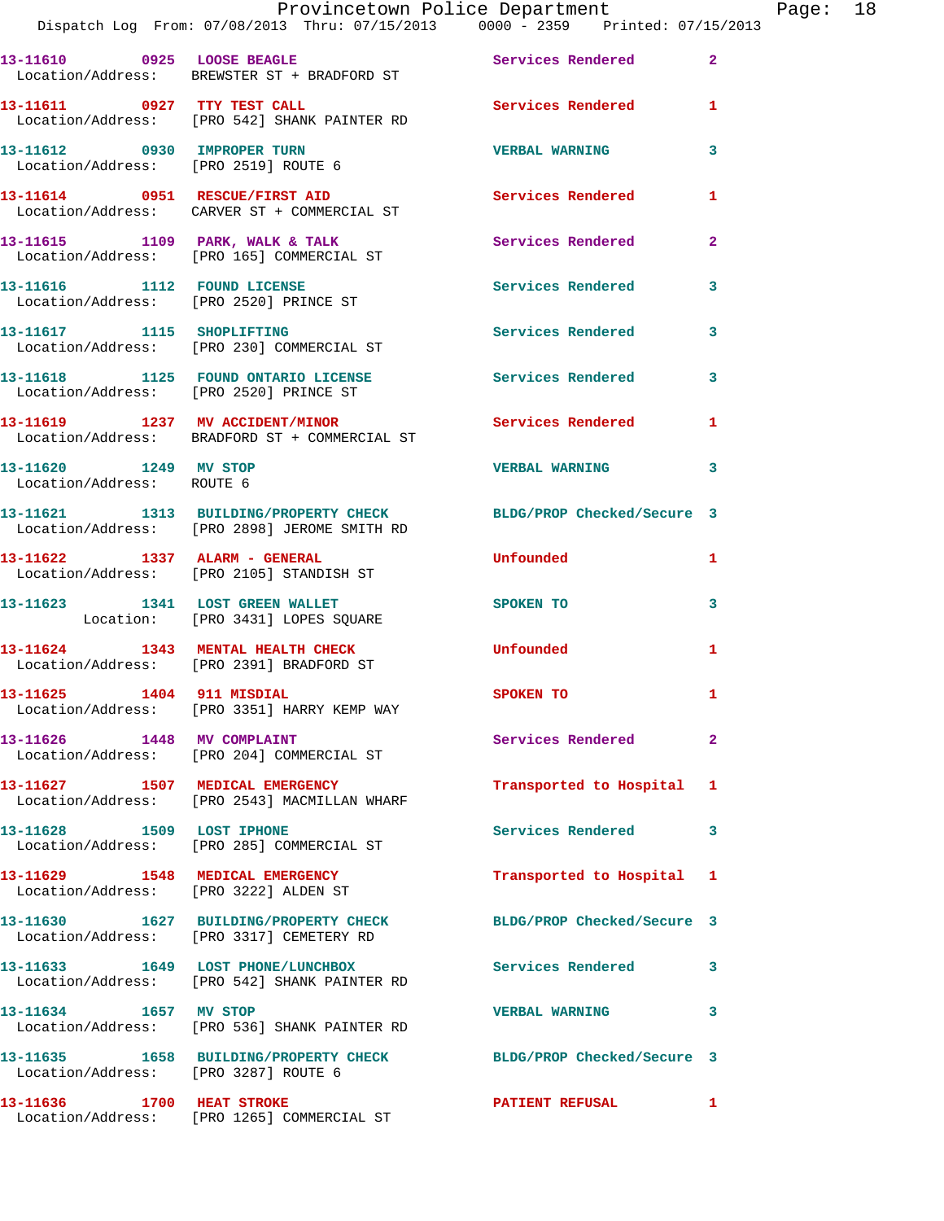13-11610 0925 LOOSE BEAGLE Services Rendered 2
Location/Address: BREWSTER ST + BRADFORD ST

13-11611 0927 TTY TEST CALL Services Rendered 1
Location/Address: [PRO 542] SHANK PAINTER RD

13-11612 0930 IMPROPER TURN VERBAL WARNING 3
Location/Address: [PRO 2519] ROUTE 6

13-11614 0951 RESCUE/FIRST AID Services Rendered 1
Location/Address: CARVER ST + COMMERCIAL ST

13-11615 1109 PARK, WALK & TALK Services Rendered 2
Location/Address: [PRO 165] COMMERCIAL ST

13-11616 1112 FOUND LICENSE Services Rendered 3
Location/Address: [PRO 2520] PRINCE ST

13-11617 1115 SHOPLIFTING Services Rendered 3
Location/Address: [PRO 230] COMMERCIAL ST

13-11618 1125 FOUND ONTARIO LICENSE Services Rendered 3
Location/Address: [PRO 2520] PRINCE ST

13-11619 1237 MV ACCIDENT/MINOR Services Rendered 1
Location/Address: BRADFORD ST + COMMERCIAL ST

13-11620 1249 MV STOP VERBAL WARNING 3
Location/Address: ROUTE 6

13-11621 1313 BUILDING/PROPERTY CHECK BLDG/PROP Checked/Secure 3
Location/Address: [PRO 2898] JEROME SMITH RD

13-11622 1337 ALARM - GENERAL Unfounded 1
Location/Address: [PRO 2105] STANDISH ST

13-11623 1341 LOST GREEN WALLET SPOKEN TO 3
Location: [PRO 3431] LOPES SQUARE

13-11624 1343 MENTAL HEALTH CHECK Unfounded 1
Location/Address: [PRO 2391] BRADFORD ST

13-11625 1404 911 MISDIAL SPOKEN TO 1
Location/Address: [PRO 3351] HARRY KEMP WAY

13-11626 1448 MV COMPLAINT Services Rendered 2
Location/Address: [PRO 204] COMMERCIAL ST

13-11627 1507 MEDICAL EMERGENCY Transported to Hospital 1
Location/Address: [PRO 2543] MACMILLAN WHARF

13-11628 1509 LOST IPHONE Services Rendered 3
Location/Address: [PRO 285] COMMERCIAL ST

13-11629 1548 MEDICAL EMERGENCY Transported to Hospital 1
Location/Address: [PRO 3222] ALDEN ST

13-11630 1627 BUILDING/PROPERTY CHECK BLDG/PROP Checked/Secure 3
Location/Address: [PRO 3317] CEMETERY RD

13-11633 1649 LOST PHONE/LUNCHBOX Services Rendered 3
Location/Address: [PRO 542] SHANK PAINTER RD

13-11634 1657 MV STOP VERBAL WARNING 3
Location/Address: [PRO 536] SHANK PAINTER RD

13-11635 1658 BUILDING/PROPERTY CHECK BLDG/PROP Checked/Secure 3
Location/Address: [PRO 3287] ROUTE 6

13-11636 1700 HEAT STROKE PATIENT REFUSAL 1
Location/Address: [PRO 1265] COMMERCIAL ST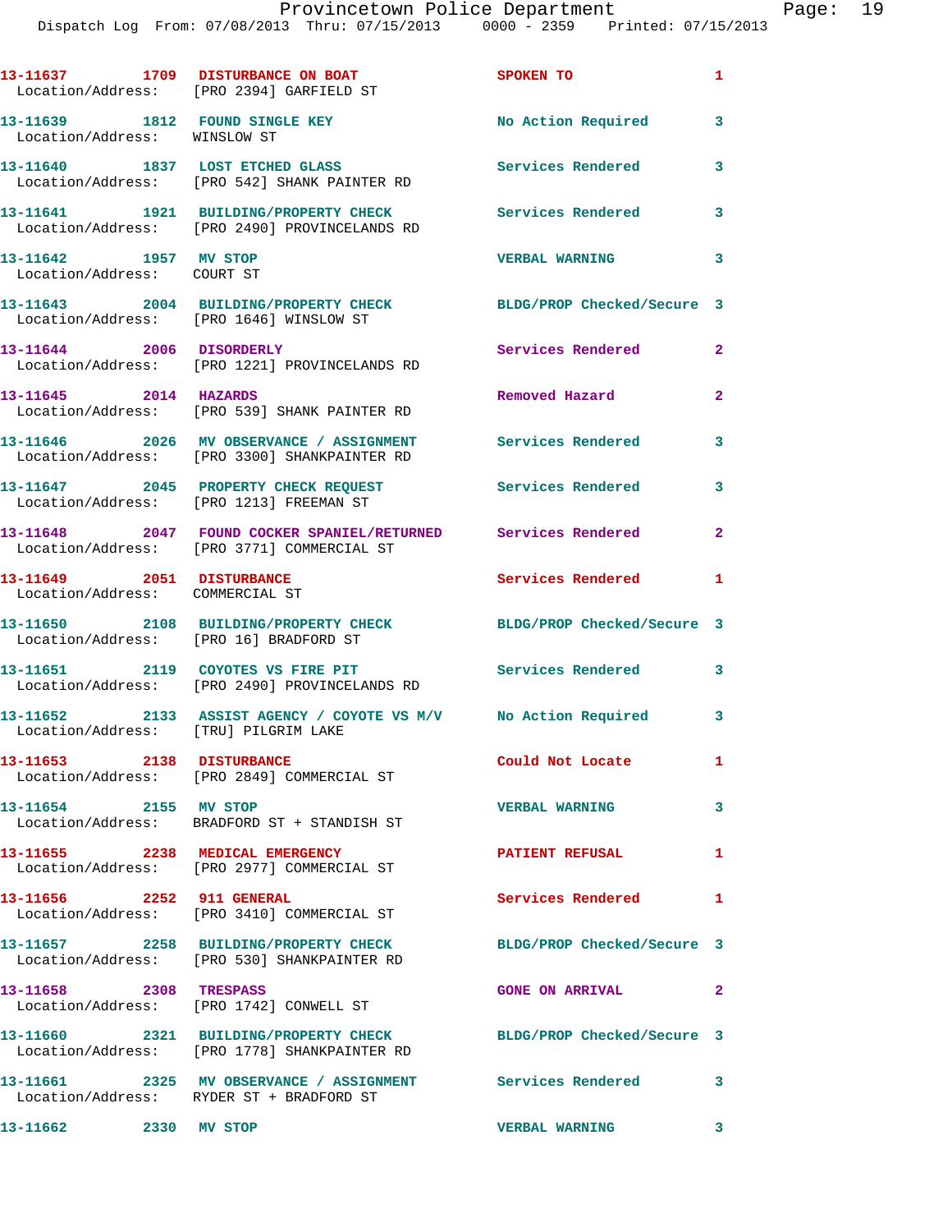13-11637 1709 DISTURBANCE ON BOAT SPOKEN TO 1
Location/Address: [PRO 2394] GARFIELD ST

13-11639 1812 FOUND SINGLE KEY No Action Required 3
Location/Address: WINSLOW ST

13-11640 1837 LOST ETCHED GLASS Services Rendered 3
Location/Address: [PRO 542] SHANK PAINTER RD

13-11641 1921 BUILDING/PROPERTY CHECK Services Rendered 3
Location/Address: [PRO 2490] PROVINCELANDS RD

13-11642 1957 MV STOP VERBAL WARNING 3
Location/Address: COURT ST

13-11643 2004 BUILDING/PROPERTY CHECK BLDG/PROP Checked/Secure 3
Location/Address: [PRO 1646] WINSLOW ST

13-11644 2006 DISORDERLY Services Rendered 2
Location/Address: [PRO 1221] PROVINCELANDS RD

13-11645 2014 HAZARDS Removed Hazard 2
Location/Address: [PRO 539] SHANK PAINTER RD

13-11646 2026 MV OBSERVANCE / ASSIGNMENT Services Rendered 3
Location/Address: [PRO 3300] SHANKPAINTER RD

13-11647 2045 PROPERTY CHECK REQUEST Services Rendered 3
Location/Address: [PRO 1213] FREEMAN ST

13-11648 2047 FOUND COCKER SPANIEL/RETURNED Services Rendered 2
Location/Address: [PRO 3771] COMMERCIAL ST

13-11649 2051 DISTURBANCE Services Rendered 1
Location/Address: COMMERCIAL ST

13-11650 2108 BUILDING/PROPERTY CHECK BLDG/PROP Checked/Secure 3
Location/Address: [PRO 16] BRADFORD ST

13-11651 2119 COYOTES VS FIRE PIT Services Rendered 3
Location/Address: [PRO 2490] PROVINCELANDS RD

13-11652 2133 ASSIST AGENCY / COYOTE VS M/V No Action Required 3
Location/Address: [TRU] PILGRIM LAKE

13-11653 2138 DISTURBANCE Could Not Locate 1
Location/Address: [PRO 2849] COMMERCIAL ST

13-11654 2155 MV STOP VERBAL WARNING 3
Location/Address: BRADFORD ST + STANDISH ST

13-11655 2238 MEDICAL EMERGENCY PATIENT REFUSAL 1
Location/Address: [PRO 2977] COMMERCIAL ST

13-11656 2252 911 GENERAL Services Rendered 1
Location/Address: [PRO 3410] COMMERCIAL ST

13-11657 2258 BUILDING/PROPERTY CHECK BLDG/PROP Checked/Secure 3
Location/Address: [PRO 530] SHANKPAINTER RD

13-11658 2308 TRESPASS GONE ON ARRIVAL 2
Location/Address: [PRO 1742] CONWELL ST

13-11660 2321 BUILDING/PROPERTY CHECK BLDG/PROP Checked/Secure 3
Location/Address: [PRO 1778] SHANKPAINTER RD

13-11661 2325 MV OBSERVANCE / ASSIGNMENT Services Rendered 3
Location/Address: RYDER ST + BRADFORD ST

13-11662 2330 MV STOP VERBAL WARNING 3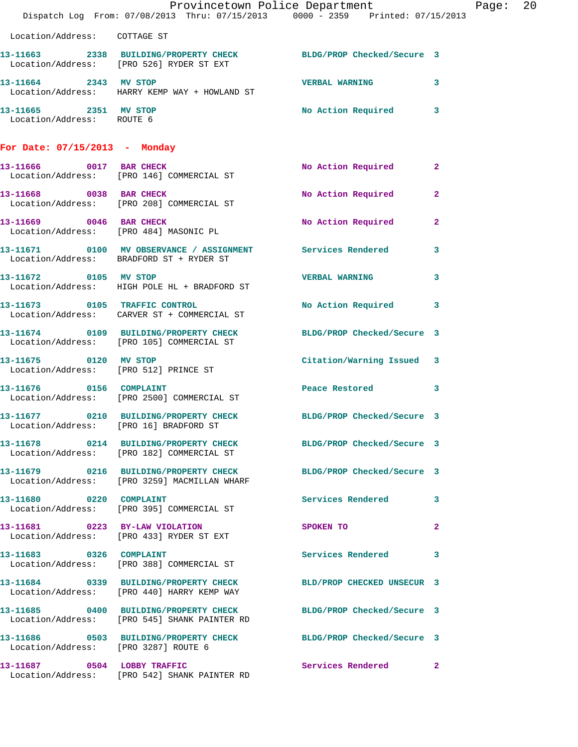Location/Address: COTTAGE ST

13-11663 2338 BUILDING/PROPERTY CHECK BLDG/PROP Checked/Secure 3
Location/Address: [PRO 526] RYDER ST EXT

13-11664 2343 MV STOP VERBAL WARNING 3
Location/Address: HARRY KEMP WAY + HOWLAND ST

13-11665 2351 MV STOP No Action Required 3
Location/Address: ROUTE 6

## For Date: 07/15/2013 - Monday

13-11666 0017 BAR CHECK No Action Required 2
Location/Address: [PRO 146] COMMERCIAL ST

13-11668 0038 BAR CHECK No Action Required 2
Location/Address: [PRO 208] COMMERCIAL ST

13-11669 0046 BAR CHECK No Action Required 2
Location/Address: [PRO 484] MASONIC PL

13-11671 0100 MV OBSERVANCE / ASSIGNMENT Services Rendered 3
Location/Address: BRADFORD ST + RYDER ST

13-11672 0105 MV STOP VERBAL WARNING 3
Location/Address: HIGH POLE HL + BRADFORD ST

13-11673 0105 TRAFFIC CONTROL No Action Required 3
Location/Address: CARVER ST + COMMERCIAL ST

13-11674 0109 BUILDING/PROPERTY CHECK BLDG/PROP Checked/Secure 3
Location/Address: [PRO 105] COMMERCIAL ST

13-11675 0120 MV STOP Citation/Warning Issued 3
Location/Address: [PRO 512] PRINCE ST

13-11676 0156 COMPLAINT Peace Restored 3
Location/Address: [PRO 2500] COMMERCIAL ST

13-11677 0210 BUILDING/PROPERTY CHECK BLDG/PROP Checked/Secure 3
Location/Address: [PRO 16] BRADFORD ST

13-11678 0214 BUILDING/PROPERTY CHECK BLDG/PROP Checked/Secure 3
Location/Address: [PRO 182] COMMERCIAL ST

13-11679 0216 BUILDING/PROPERTY CHECK BLDG/PROP Checked/Secure 3
Location/Address: [PRO 3259] MACMILLAN WHARF

13-11680 0220 COMPLAINT Services Rendered 3
Location/Address: [PRO 395] COMMERCIAL ST

13-11681 0223 BY-LAW VIOLATION SPOKEN TO 2
Location/Address: [PRO 433] RYDER ST EXT

13-11683 0326 COMPLAINT Services Rendered 3
Location/Address: [PRO 388] COMMERCIAL ST

13-11684 0339 BUILDING/PROPERTY CHECK BLD/PROP CHECKED UNSECUR 3
Location/Address: [PRO 440] HARRY KEMP WAY

13-11685 0400 BUILDING/PROPERTY CHECK BLDG/PROP Checked/Secure 3
Location/Address: [PRO 545] SHANK PAINTER RD

13-11686 0503 BUILDING/PROPERTY CHECK BLDG/PROP Checked/Secure 3
Location/Address: [PRO 3287] ROUTE 6

13-11687 0504 LOBBY TRAFFIC Services Rendered 2
Location/Address: [PRO 542] SHANK PAINTER RD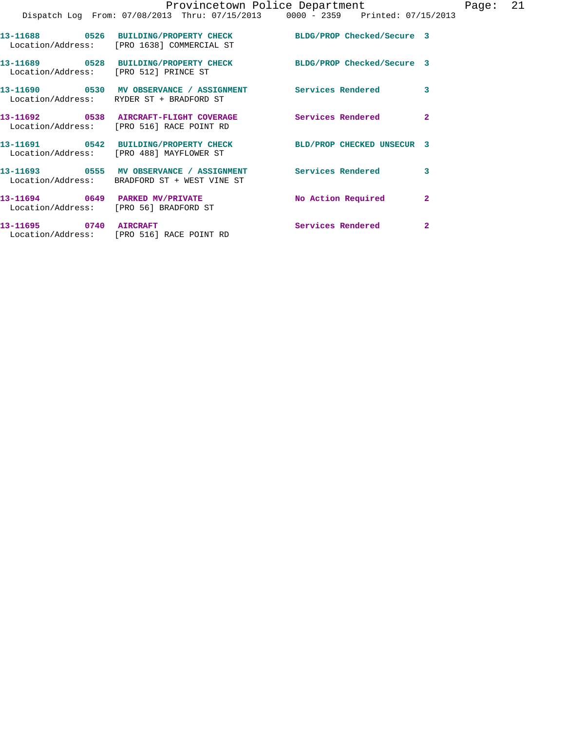13-11688 0526 BUILDING/PROPERTY CHECK BLDG/PROP Checked/Secure 3
Location/Address: [PRO 1638] COMMERCIAL ST

13-11689 0528 BUILDING/PROPERTY CHECK BLDG/PROP Checked/Secure 3
Location/Address: [PRO 512] PRINCE ST

13-11690 0530 MV OBSERVANCE / ASSIGNMENT Services Rendered 3
Location/Address: RYDER ST + BRADFORD ST

13-11692 0538 AIRCRAFT-FLIGHT COVERAGE Services Rendered 2
Location/Address: [PRO 516] RACE POINT RD

13-11691 0542 BUILDING/PROPERTY CHECK BLD/PROP CHECKED UNSECUR 3
Location/Address: [PRO 488] MAYFLOWER ST

13-11693 0555 MV OBSERVANCE / ASSIGNMENT Services Rendered 3
Location/Address: BRADFORD ST + WEST VINE ST

13-11694 0649 PARKED MV/PRIVATE No Action Required 2
Location/Address: [PRO 56] BRADFORD ST

13-11695 0740 AIRCRAFT Services Rendered 2
Location/Address: [PRO 516] RACE POINT RD